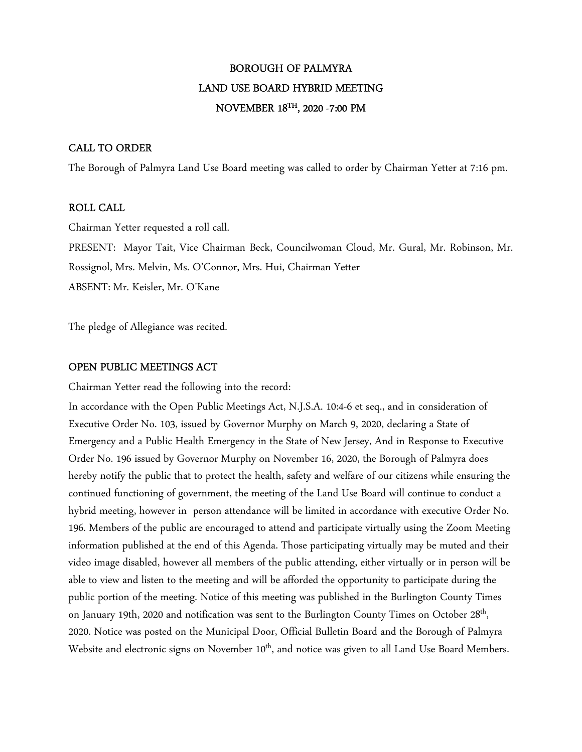# BOROUGH OF PALMYRA
# LAND USE BOARD HYBRID MEETING
# NOVEMBER 18TH, 2020 -7:00 PM

## CALL TO ORDER

The Borough of Palmyra Land Use Board meeting was called to order by Chairman Yetter at 7:16 pm.

## ROLL CALL

Chairman Yetter requested a roll call.

PRESENT: Mayor Tait, Vice Chairman Beck, Councilwoman Cloud, Mr. Gural, Mr. Robinson, Mr. Rossignol, Mrs. Melvin, Ms. O'Connor, Mrs. Hui, Chairman Yetter

ABSENT: Mr. Keisler, Mr. O'Kane

The pledge of Allegiance was recited.

## OPEN PUBLIC MEETINGS ACT

Chairman Yetter read the following into the record:

In accordance with the Open Public Meetings Act, N.J.S.A. 10:4-6 et seq., and in consideration of Executive Order No. 103, issued by Governor Murphy on March 9, 2020, declaring a State of Emergency and a Public Health Emergency in the State of New Jersey, And in Response to Executive Order No. 196 issued by Governor Murphy on November 16, 2020, the Borough of Palmyra does hereby notify the public that to protect the health, safety and welfare of our citizens while ensuring the continued functioning of government, the meeting of the Land Use Board will continue to conduct a hybrid meeting, however in person attendance will be limited in accordance with executive Order No. 196. Members of the public are encouraged to attend and participate virtually using the Zoom Meeting information published at the end of this Agenda. Those participating virtually may be muted and their video image disabled, however all members of the public attending, either virtually or in person will be able to view and listen to the meeting and will be afforded the opportunity to participate during the public portion of the meeting. Notice of this meeting was published in the Burlington County Times on January 19th, 2020 and notification was sent to the Burlington County Times on October 28th, 2020. Notice was posted on the Municipal Door, Official Bulletin Board and the Borough of Palmyra Website and electronic signs on November 10th, and notice was given to all Land Use Board Members.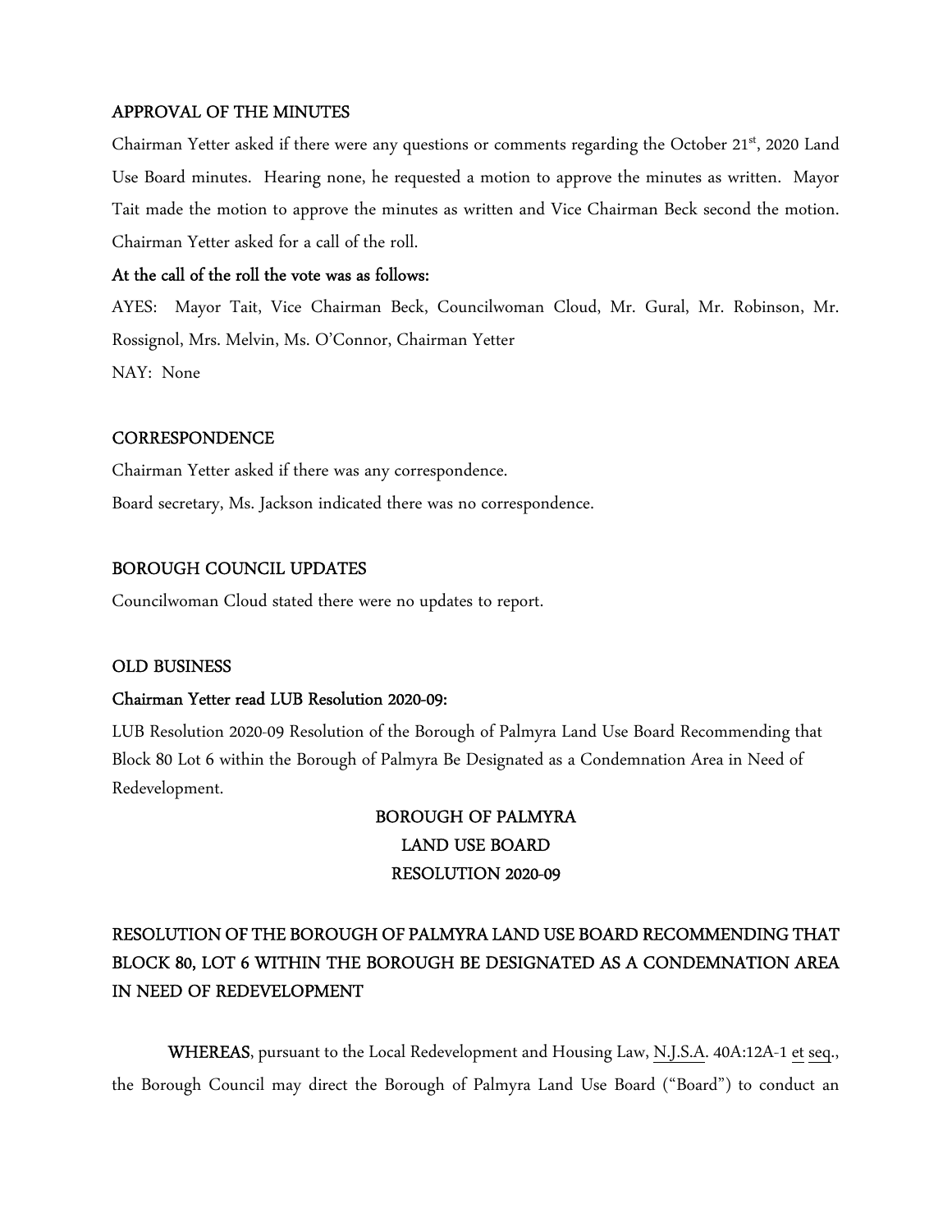## APPROVAL OF THE MINUTES

Chairman Yetter asked if there were any questions or comments regarding the October 21st, 2020 Land Use Board minutes. Hearing none, he requested a motion to approve the minutes as written. Mayor Tait made the motion to approve the minutes as written and Vice Chairman Beck second the motion. Chairman Yetter asked for a call of the roll.

**At the call of the roll the vote was as follows:**

AYES: Mayor Tait, Vice Chairman Beck, Councilwoman Cloud, Mr. Gural, Mr. Robinson, Mr. Rossignol, Mrs. Melvin, Ms. O'Connor, Chairman Yetter

NAY: None

## CORRESPONDENCE

Chairman Yetter asked if there was any correspondence.

Board secretary, Ms. Jackson indicated there was no correspondence.

## BOROUGH COUNCIL UPDATES

Councilwoman Cloud stated there were no updates to report.

## OLD BUSINESS

**Chairman Yetter read LUB Resolution 2020-09:**

LUB Resolution 2020-09 Resolution of the Borough of Palmyra Land Use Board Recommending that Block 80 Lot 6 within the Borough of Palmyra Be Designated as a Condemnation Area in Need of Redevelopment.

**BOROUGH OF PALMYRA**
**LAND USE BOARD**
**RESOLUTION 2020-09**

**RESOLUTION OF THE BOROUGH OF PALMYRA LAND USE BOARD RECOMMENDING THAT BLOCK 80, LOT 6 WITHIN THE BOROUGH BE DESIGNATED AS A CONDEMNATION AREA IN NEED OF REDEVELOPMENT**

**WHEREAS**, pursuant to the Local Redevelopment and Housing Law, N.J.S.A. 40A:12A-1 et seq., the Borough Council may direct the Borough of Palmyra Land Use Board ("Board") to conduct an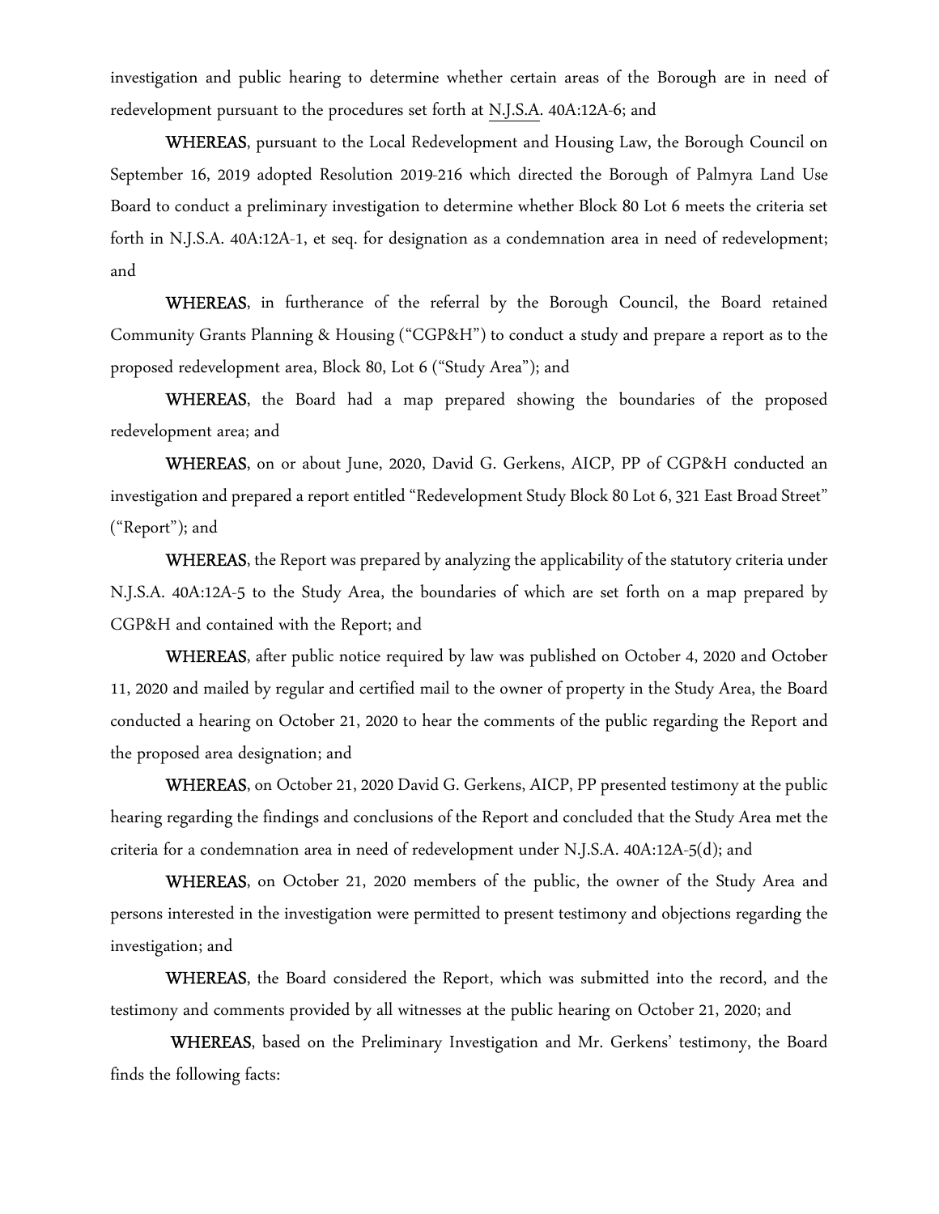investigation and public hearing to determine whether certain areas of the Borough are in need of redevelopment pursuant to the procedures set forth at N.J.S.A. 40A:12A-6; and

**WHEREAS**, pursuant to the Local Redevelopment and Housing Law, the Borough Council on September 16, 2019 adopted Resolution 2019-216 which directed the Borough of Palmyra Land Use Board to conduct a preliminary investigation to determine whether Block 80 Lot 6 meets the criteria set forth in N.J.S.A. 40A:12A-1, et seq. for designation as a condemnation area in need of redevelopment; and

**WHEREAS**, in furtherance of the referral by the Borough Council, the Board retained Community Grants Planning & Housing ("CGP&H") to conduct a study and prepare a report as to the proposed redevelopment area, Block 80, Lot 6 ("Study Area"); and

**WHEREAS**, the Board had a map prepared showing the boundaries of the proposed redevelopment area; and

**WHEREAS**, on or about June, 2020, David G. Gerkens, AICP, PP of CGP&H conducted an investigation and prepared a report entitled "Redevelopment Study Block 80 Lot 6, 321 East Broad Street" ("Report"); and

**WHEREAS**, the Report was prepared by analyzing the applicability of the statutory criteria under N.J.S.A. 40A:12A-5 to the Study Area, the boundaries of which are set forth on a map prepared by CGP&H and contained with the Report; and

**WHEREAS**, after public notice required by law was published on October 4, 2020 and October 11, 2020 and mailed by regular and certified mail to the owner of property in the Study Area, the Board conducted a hearing on October 21, 2020 to hear the comments of the public regarding the Report and the proposed area designation; and

**WHEREAS**, on October 21, 2020 David G. Gerkens, AICP, PP presented testimony at the public hearing regarding the findings and conclusions of the Report and concluded that the Study Area met the criteria for a condemnation area in need of redevelopment under N.J.S.A. 40A:12A-5(d); and

**WHEREAS**, on October 21, 2020 members of the public, the owner of the Study Area and persons interested in the investigation were permitted to present testimony and objections regarding the investigation; and

**WHEREAS**, the Board considered the Report, which was submitted into the record, and the testimony and comments provided by all witnesses at the public hearing on October 21, 2020; and

**WHEREAS**, based on the Preliminary Investigation and Mr. Gerkens' testimony, the Board finds the following facts: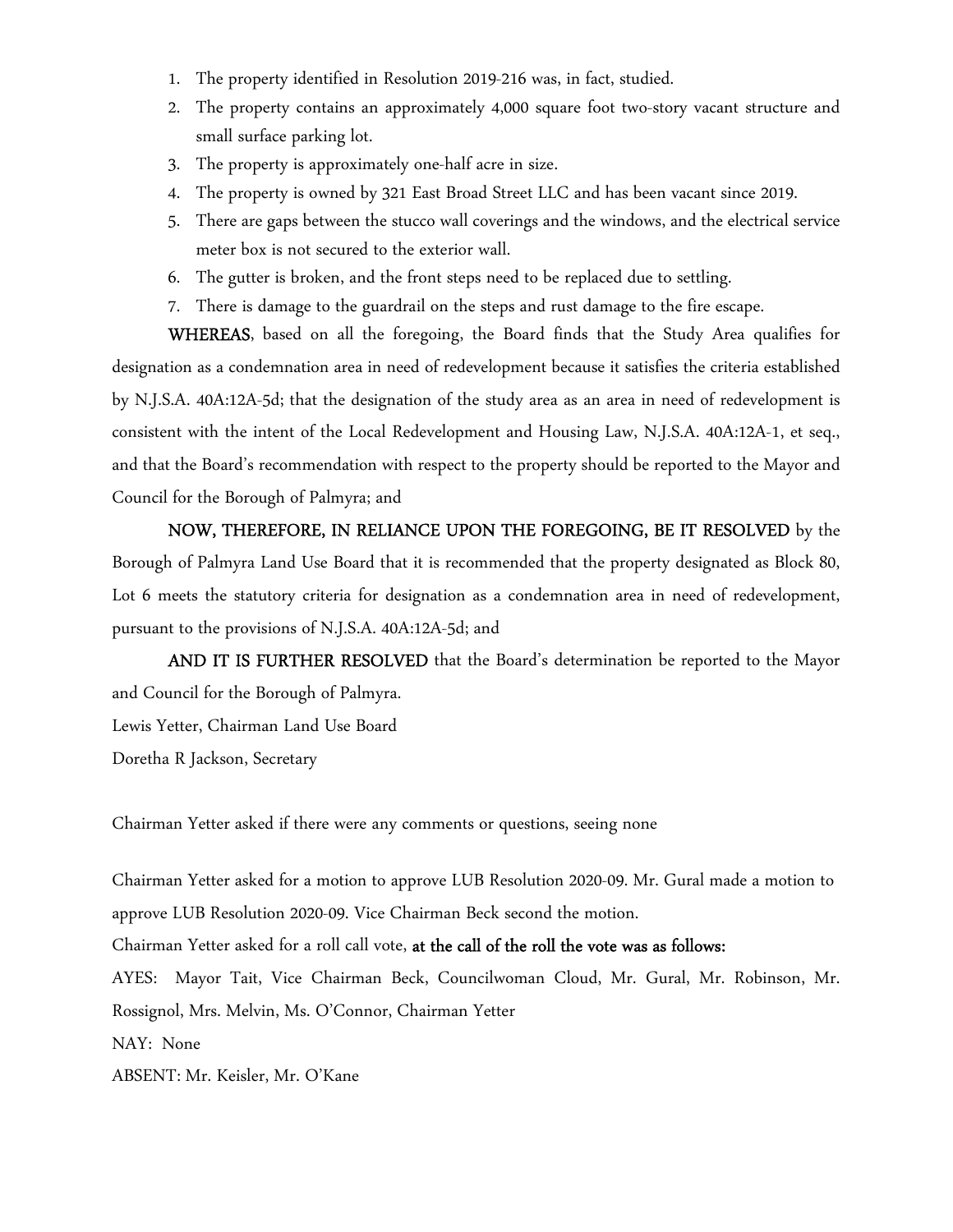1. The property identified in Resolution 2019-216 was, in fact, studied.
2. The property contains an approximately 4,000 square foot two-story vacant structure and small surface parking lot.
3. The property is approximately one-half acre in size.
4. The property is owned by 321 East Broad Street LLC and has been vacant since 2019.
5. There are gaps between the stucco wall coverings and the windows, and the electrical service meter box is not secured to the exterior wall.
6. The gutter is broken, and the front steps need to be replaced due to settling.
7. There is damage to the guardrail on the steps and rust damage to the fire escape.

**WHEREAS**, based on all the foregoing, the Board finds that the Study Area qualifies for designation as a condemnation area in need of redevelopment because it satisfies the criteria established by N.J.S.A. 40A:12A-5d; that the designation of the study area as an area in need of redevelopment is consistent with the intent of the Local Redevelopment and Housing Law, N.J.S.A. 40A:12A-1, et seq., and that the Board's recommendation with respect to the property should be reported to the Mayor and Council for the Borough of Palmyra; and

**NOW, THEREFORE, IN RELIANCE UPON THE FOREGOING, BE IT RESOLVED** by the Borough of Palmyra Land Use Board that it is recommended that the property designated as Block 80, Lot 6 meets the statutory criteria for designation as a condemnation area in need of redevelopment, pursuant to the provisions of N.J.S.A. 40A:12A-5d; and

**AND IT IS FURTHER RESOLVED** that the Board's determination be reported to the Mayor and Council for the Borough of Palmyra.

Lewis Yetter, Chairman Land Use Board

Doretha R Jackson, Secretary

Chairman Yetter asked if there were any comments or questions, seeing none

Chairman Yetter asked for a motion to approve LUB Resolution 2020-09. Mr. Gural made a motion to approve LUB Resolution 2020-09. Vice Chairman Beck second the motion.

Chairman Yetter asked for a roll call vote, **at the call of the roll the vote was as follows:**

AYES: Mayor Tait, Vice Chairman Beck, Councilwoman Cloud, Mr. Gural, Mr. Robinson, Mr. Rossignol, Mrs. Melvin, Ms. O'Connor, Chairman Yetter

NAY: None

ABSENT: Mr. Keisler, Mr. O'Kane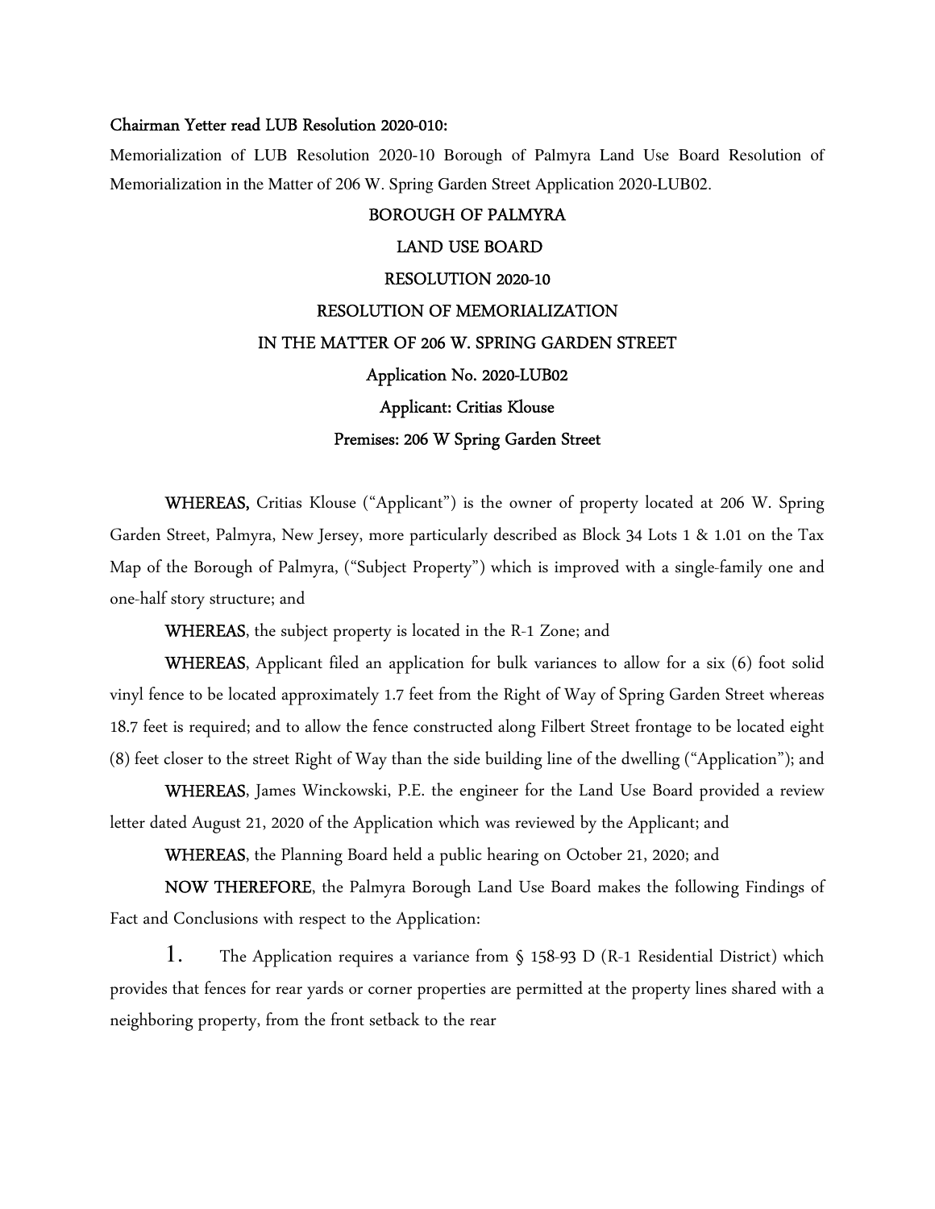**Chairman Yetter read LUB Resolution 2020-010:**

Memorialization of LUB Resolution 2020-10 Borough of Palmyra Land Use Board Resolution of Memorialization in the Matter of 206 W. Spring Garden Street Application 2020-LUB02.

**BOROUGH OF PALMYRA**

**LAND USE BOARD**

**RESOLUTION 2020-10**

**RESOLUTION OF MEMORIALIZATION**

**IN THE MATTER OF 206 W. SPRING GARDEN STREET**

**Application No. 2020-LUB02**

**Applicant: Critias Klouse**

**Premises: 206 W Spring Garden Street**

**WHEREAS,** Critias Klouse ("Applicant") is the owner of property located at 206 W. Spring Garden Street, Palmyra, New Jersey, more particularly described as Block 34 Lots 1 & 1.01 on the Tax Map of the Borough of Palmyra, ("Subject Property") which is improved with a single-family one and one-half story structure; and

**WHEREAS**, the subject property is located in the R-1 Zone; and

**WHEREAS**, Applicant filed an application for bulk variances to allow for a six (6) foot solid vinyl fence to be located approximately 1.7 feet from the Right of Way of Spring Garden Street whereas 18.7 feet is required; and to allow the fence constructed along Filbert Street frontage to be located eight (8) feet closer to the street Right of Way than the side building line of the dwelling ("Application"); and

**WHEREAS**, James Winckowski, P.E. the engineer for the Land Use Board provided a review letter dated August 21, 2020 of the Application which was reviewed by the Applicant; and

**WHEREAS**, the Planning Board held a public hearing on October 21, 2020; and

**NOW THEREFORE**, the Palmyra Borough Land Use Board makes the following Findings of Fact and Conclusions with respect to the Application:

1. The Application requires a variance from § 158-93 D (R-1 Residential District) which provides that fences for rear yards or corner properties are permitted at the property lines shared with a neighboring property, from the front setback to the rear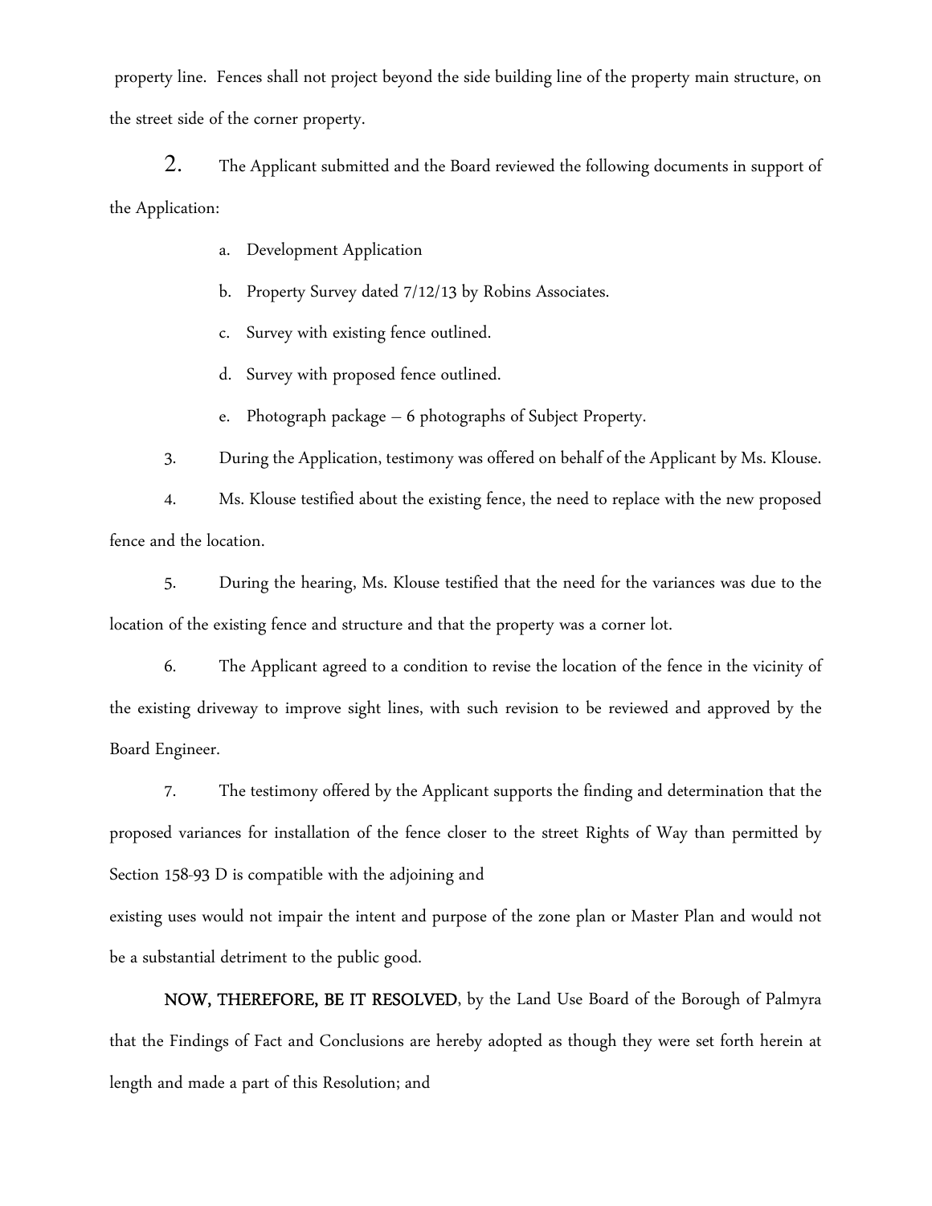property line. Fences shall not project beyond the side building line of the property main structure, on the street side of the corner property.

2. The Applicant submitted and the Board reviewed the following documents in support of the Application:

   a. Development Application

   b. Property Survey dated 7/12/13 by Robins Associates.

   c. Survey with existing fence outlined.

   d. Survey with proposed fence outlined.

   e. Photograph package – 6 photographs of Subject Property.

3. During the Application, testimony was offered on behalf of the Applicant by Ms. Klouse.

4. Ms. Klouse testified about the existing fence, the need to replace with the new proposed fence and the location.

5. During the hearing, Ms. Klouse testified that the need for the variances was due to the location of the existing fence and structure and that the property was a corner lot.

6. The Applicant agreed to a condition to revise the location of the fence in the vicinity of the existing driveway to improve sight lines, with such revision to be reviewed and approved by the Board Engineer.

7. The testimony offered by the Applicant supports the finding and determination that the proposed variances for installation of the fence closer to the street Rights of Way than permitted by Section 158-93 D is compatible with the adjoining and existing uses would not impair the intent and purpose of the zone plan or Master Plan and would not be a substantial detriment to the public good.

**NOW, THEREFORE, BE IT RESOLVED**, by the Land Use Board of the Borough of Palmyra that the Findings of Fact and Conclusions are hereby adopted as though they were set forth herein at length and made a part of this Resolution; and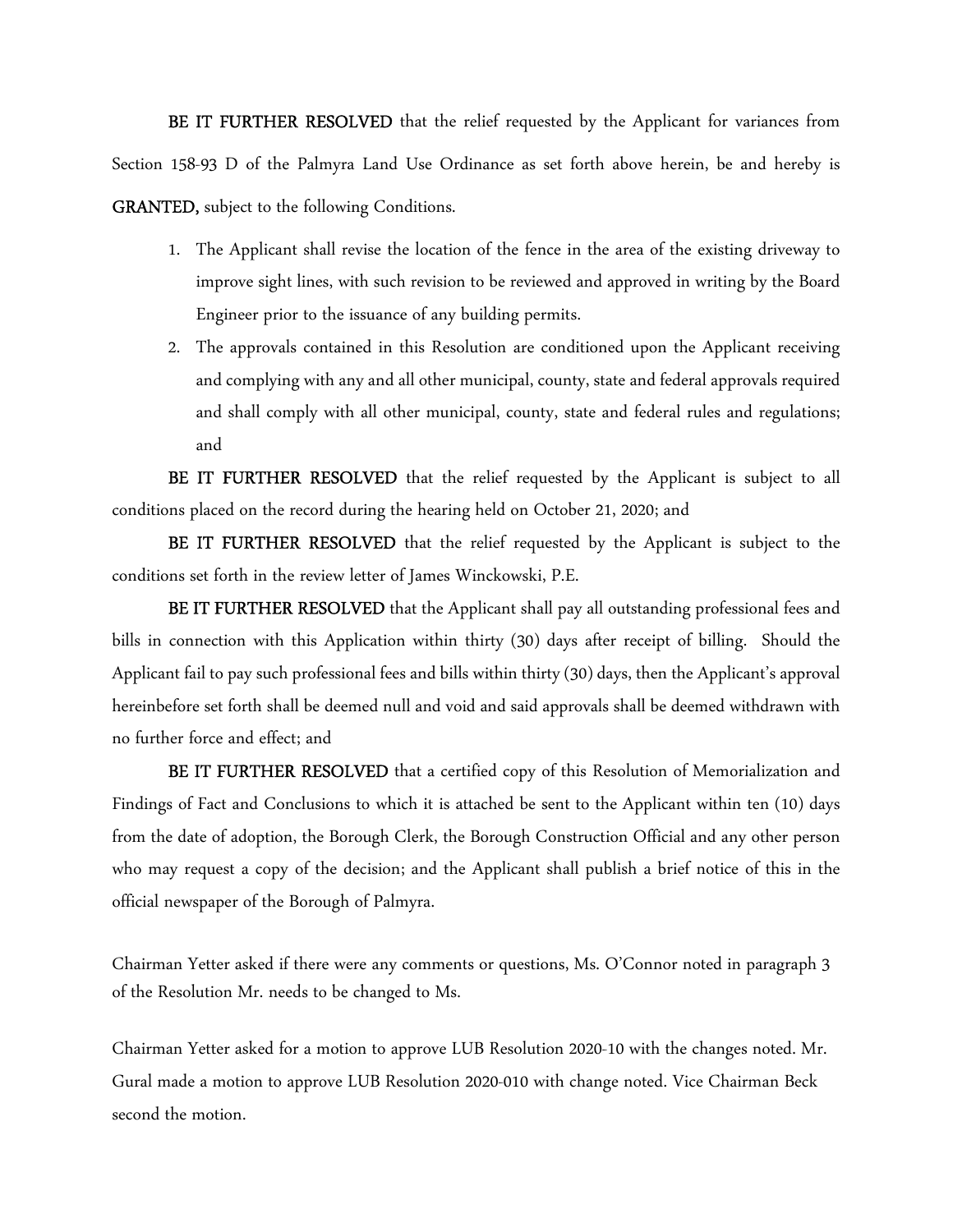**BE IT FURTHER RESOLVED** that the relief requested by the Applicant for variances from Section 158-93 D of the Palmyra Land Use Ordinance as set forth above herein, be and hereby is **GRANTED,** subject to the following Conditions.

1. The Applicant shall revise the location of the fence in the area of the existing driveway to improve sight lines, with such revision to be reviewed and approved in writing by the Board Engineer prior to the issuance of any building permits.
2. The approvals contained in this Resolution are conditioned upon the Applicant receiving and complying with any and all other municipal, county, state and federal approvals required and shall comply with all other municipal, county, state and federal rules and regulations; and

**BE IT FURTHER RESOLVED** that the relief requested by the Applicant is subject to all conditions placed on the record during the hearing held on October 21, 2020; and

**BE IT FURTHER RESOLVED** that the relief requested by the Applicant is subject to the conditions set forth in the review letter of James Winckowski, P.E.

**BE IT FURTHER RESOLVED** that the Applicant shall pay all outstanding professional fees and bills in connection with this Application within thirty (30) days after receipt of billing. Should the Applicant fail to pay such professional fees and bills within thirty (30) days, then the Applicant's approval hereinbefore set forth shall be deemed null and void and said approvals shall be deemed withdrawn with no further force and effect; and

**BE IT FURTHER RESOLVED** that a certified copy of this Resolution of Memorialization and Findings of Fact and Conclusions to which it is attached be sent to the Applicant within ten (10) days from the date of adoption, the Borough Clerk, the Borough Construction Official and any other person who may request a copy of the decision; and the Applicant shall publish a brief notice of this in the official newspaper of the Borough of Palmyra.

Chairman Yetter asked if there were any comments or questions, Ms. O'Connor noted in paragraph 3 of the Resolution Mr. needs to be changed to Ms.

Chairman Yetter asked for a motion to approve LUB Resolution 2020-10 with the changes noted. Mr. Gural made a motion to approve LUB Resolution 2020-010 with change noted. Vice Chairman Beck second the motion.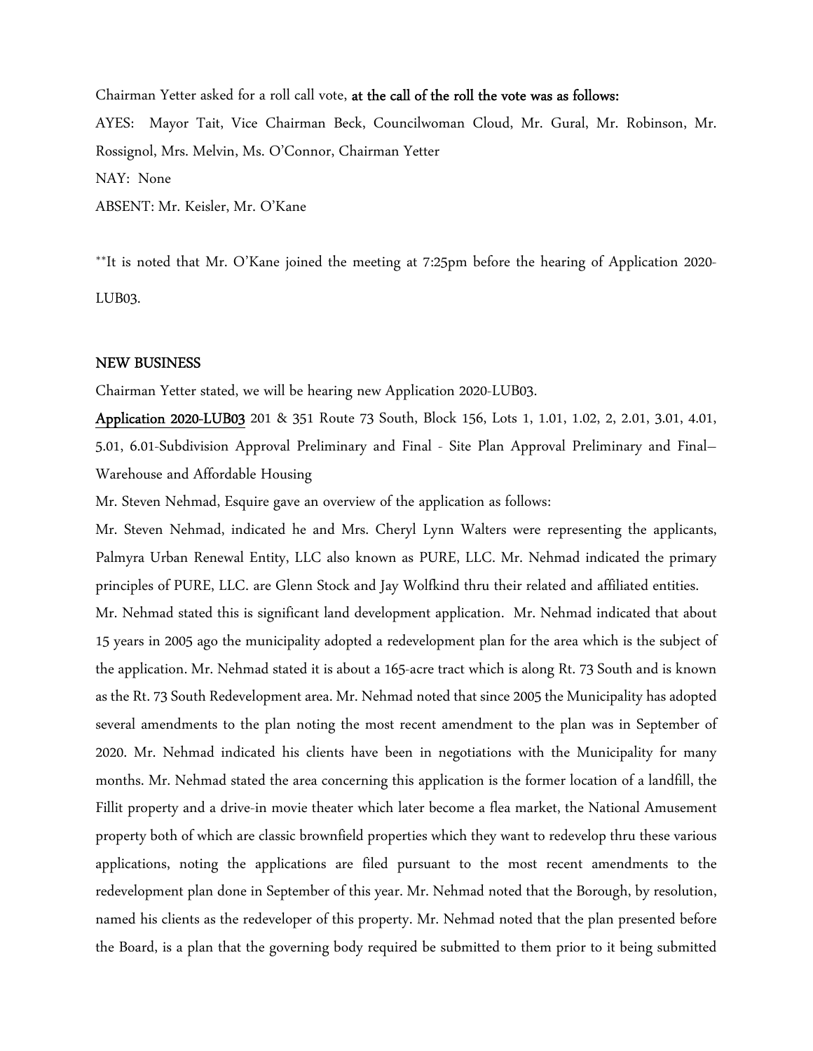Chairman Yetter asked for a roll call vote, **at the call of the roll the vote was as follows:**

AYES: Mayor Tait, Vice Chairman Beck, Councilwoman Cloud, Mr. Gural, Mr. Robinson, Mr. Rossignol, Mrs. Melvin, Ms. O'Connor, Chairman Yetter

NAY: None

ABSENT: Mr. Keisler, Mr. O'Kane

**It is noted that Mr. O'Kane joined the meeting at 7:25pm before the hearing of Application 2020-LUB03.

**NEW BUSINESS**

Chairman Yetter stated, we will be hearing new Application 2020-LUB03.

**Application 2020-LUB03** 201 & 351 Route 73 South, Block 156, Lots 1, 1.01, 1.02, 2, 2.01, 3.01, 4.01, 5.01, 6.01-Subdivision Approval Preliminary and Final - Site Plan Approval Preliminary and Final– Warehouse and Affordable Housing

Mr. Steven Nehmad, Esquire gave an overview of the application as follows:

Mr. Steven Nehmad, indicated he and Mrs. Cheryl Lynn Walters were representing the applicants, Palmyra Urban Renewal Entity, LLC also known as PURE, LLC. Mr. Nehmad indicated the primary principles of PURE, LLC. are Glenn Stock and Jay Wolfkind thru their related and affiliated entities. Mr. Nehmad stated this is significant land development application. Mr. Nehmad indicated that about 15 years in 2005 ago the municipality adopted a redevelopment plan for the area which is the subject of the application. Mr. Nehmad stated it is about a 165-acre tract which is along Rt. 73 South and is known as the Rt. 73 South Redevelopment area. Mr. Nehmad noted that since 2005 the Municipality has adopted several amendments to the plan noting the most recent amendment to the plan was in September of 2020. Mr. Nehmad indicated his clients have been in negotiations with the Municipality for many months. Mr. Nehmad stated the area concerning this application is the former location of a landfill, the Fillit property and a drive-in movie theater which later become a flea market, the National Amusement property both of which are classic brownfield properties which they want to redevelop thru these various applications, noting the applications are filed pursuant to the most recent amendments to the redevelopment plan done in September of this year. Mr. Nehmad noted that the Borough, by resolution, named his clients as the redeveloper of this property. Mr. Nehmad noted that the plan presented before the Board, is a plan that the governing body required be submitted to them prior to it being submitted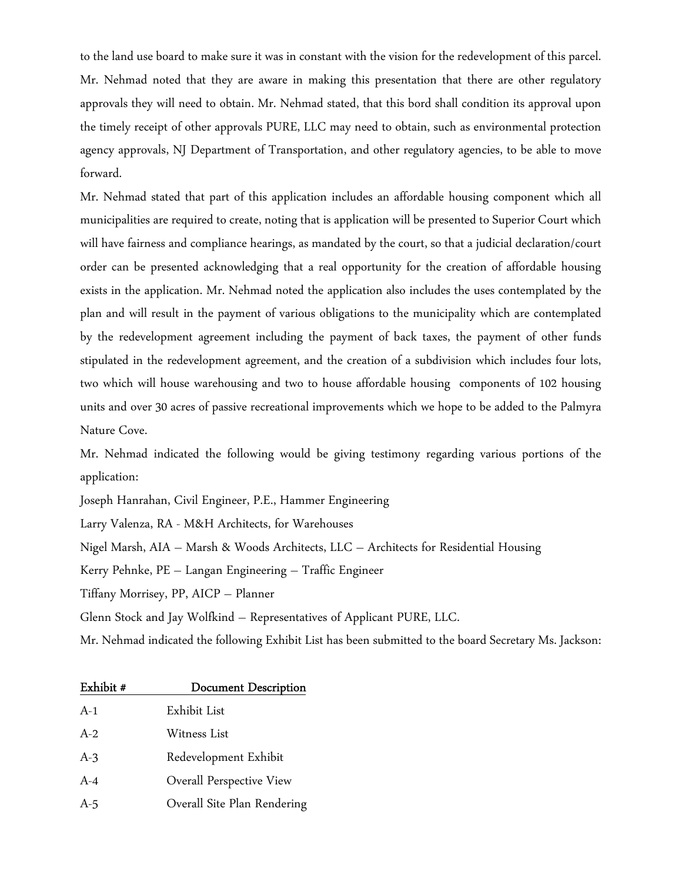to the land use board to make sure it was in constant with the vision for the redevelopment of this parcel. Mr. Nehmad noted that they are aware in making this presentation that there are other regulatory approvals they will need to obtain. Mr. Nehmad stated, that this bord shall condition its approval upon the timely receipt of other approvals PURE, LLC may need to obtain, such as environmental protection agency approvals, NJ Department of Transportation, and other regulatory agencies, to be able to move forward.

Mr. Nehmad stated that part of this application includes an affordable housing component which all municipalities are required to create, noting that is application will be presented to Superior Court which will have fairness and compliance hearings, as mandated by the court, so that a judicial declaration/court order can be presented acknowledging that a real opportunity for the creation of affordable housing exists in the application. Mr. Nehmad noted the application also includes the uses contemplated by the plan and will result in the payment of various obligations to the municipality which are contemplated by the redevelopment agreement including the payment of back taxes, the payment of other funds stipulated in the redevelopment agreement, and the creation of a subdivision which includes four lots, two which will house warehousing and two to house affordable housing components of 102 housing units and over 30 acres of passive recreational improvements which we hope to be added to the Palmyra Nature Cove.

Mr. Nehmad indicated the following would be giving testimony regarding various portions of the application:

Joseph Hanrahan, Civil Engineer, P.E., Hammer Engineering

Larry Valenza, RA - M&H Architects, for Warehouses

Nigel Marsh, AIA – Marsh & Woods Architects, LLC – Architects for Residential Housing

Kerry Pehnke, PE – Langan Engineering – Traffic Engineer

Tiffany Morrisey, PP, AICP – Planner

Glenn Stock and Jay Wolfkind – Representatives of Applicant PURE, LLC.

Mr. Nehmad indicated the following Exhibit List has been submitted to the board Secretary Ms. Jackson:

| Exhibit # | Document Description |
|---|---|
| A-1 | Exhibit List |
| A-2 | Witness List |
| A-3 | Redevelopment Exhibit |
| A-4 | Overall Perspective View |
| A-5 | Overall Site Plan Rendering |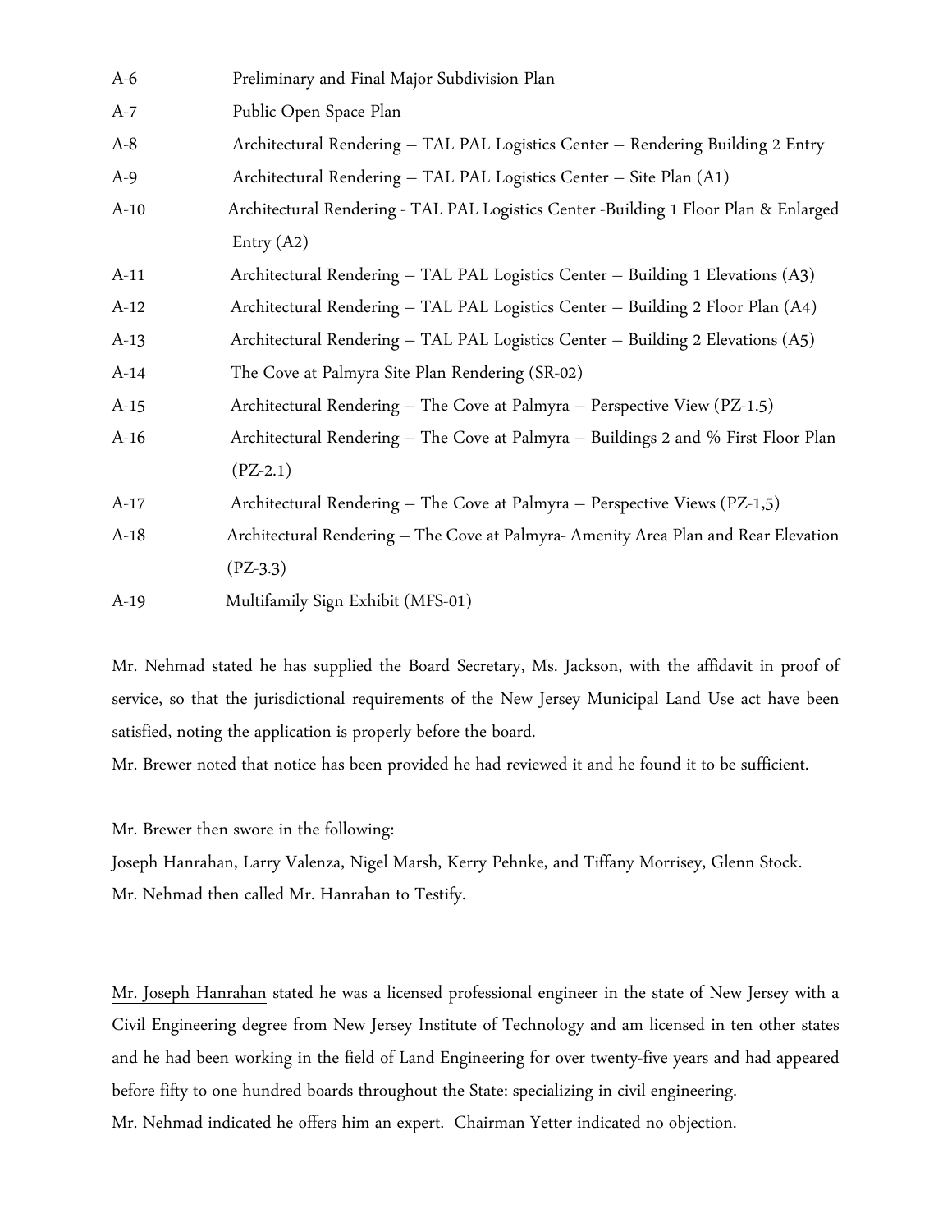A-6 Preliminary and Final Major Subdivision Plan

A-7 Public Open Space Plan

A-8 Architectural Rendering – TAL PAL Logistics Center – Rendering Building 2 Entry

A-9 Architectural Rendering – TAL PAL Logistics Center – Site Plan (A1)

A-10 Architectural Rendering - TAL PAL Logistics Center -Building 1 Floor Plan & Enlarged Entry (A2)

A-11 Architectural Rendering – TAL PAL Logistics Center – Building 1 Elevations (A3)

A-12 Architectural Rendering – TAL PAL Logistics Center – Building 2 Floor Plan (A4)

A-13 Architectural Rendering – TAL PAL Logistics Center – Building 2 Elevations (A5)

A-14 The Cove at Palmyra Site Plan Rendering (SR-02)

A-15 Architectural Rendering – The Cove at Palmyra – Perspective View (PZ-1.5)

A-16 Architectural Rendering – The Cove at Palmyra – Buildings 2 and % First Floor Plan (PZ-2.1)

A-17 Architectural Rendering – The Cove at Palmyra – Perspective Views (PZ-1,5)

A-18 Architectural Rendering – The Cove at Palmyra- Amenity Area Plan and Rear Elevation (PZ-3.3)

A-19 Multifamily Sign Exhibit (MFS-01)

Mr. Nehmad stated he has supplied the Board Secretary, Ms. Jackson, with the affidavit in proof of service, so that the jurisdictional requirements of the New Jersey Municipal Land Use act have been satisfied, noting the application is properly before the board.

Mr. Brewer noted that notice has been provided he had reviewed it and he found it to be sufficient.

Mr. Brewer then swore in the following:

Joseph Hanrahan, Larry Valenza, Nigel Marsh, Kerry Pehnke, and Tiffany Morrisey, Glenn Stock.

Mr. Nehmad then called Mr. Hanrahan to Testify.

Mr. Joseph Hanrahan stated he was a licensed professional engineer in the state of New Jersey with a Civil Engineering degree from New Jersey Institute of Technology and am licensed in ten other states and he had been working in the field of Land Engineering for over twenty-five years and had appeared before fifty to one hundred boards throughout the State: specializing in civil engineering.

Mr. Nehmad indicated he offers him an expert. Chairman Yetter indicated no objection.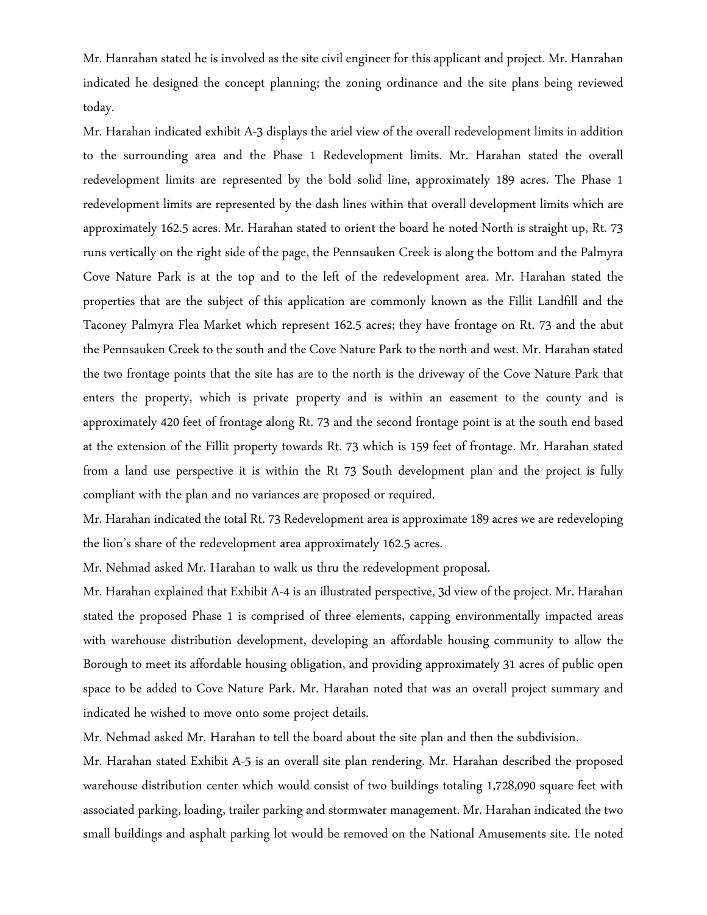Mr. Hanrahan stated he is involved as the site civil engineer for this applicant and project. Mr. Hanrahan indicated he designed the concept planning; the zoning ordinance and the site plans being reviewed today.

Mr. Harahan indicated exhibit A-3 displays the ariel view of the overall redevelopment limits in addition to the surrounding area and the Phase 1 Redevelopment limits. Mr. Harahan stated the overall redevelopment limits are represented by the bold solid line, approximately 189 acres. The Phase 1 redevelopment limits are represented by the dash lines within that overall development limits which are approximately 162.5 acres. Mr. Harahan stated to orient the board he noted North is straight up, Rt. 73 runs vertically on the right side of the page, the Pennsauken Creek is along the bottom and the Palmyra Cove Nature Park is at the top and to the left of the redevelopment area. Mr. Harahan stated the properties that are the subject of this application are commonly known as the Fillit Landfill and the Taconey Palmyra Flea Market which represent 162.5 acres; they have frontage on Rt. 73 and the abut the Pennsauken Creek to the south and the Cove Nature Park to the north and west. Mr. Harahan stated the two frontage points that the site has are to the north is the driveway of the Cove Nature Park that enters the property, which is private property and is within an easement to the county and is approximately 420 feet of frontage along Rt. 73 and the second frontage point is at the south end based at the extension of the Fillit property towards Rt. 73 which is 159 feet of frontage. Mr. Harahan stated from a land use perspective it is within the Rt 73 South development plan and the project is fully compliant with the plan and no variances are proposed or required.

Mr. Harahan indicated the total Rt. 73 Redevelopment area is approximate 189 acres we are redeveloping the lion's share of the redevelopment area approximately 162.5 acres.

Mr. Nehmad asked Mr. Harahan to walk us thru the redevelopment proposal.

Mr. Harahan explained that Exhibit A-4 is an illustrated perspective, 3d view of the project. Mr. Harahan stated the proposed Phase 1 is comprised of three elements, capping environmentally impacted areas with warehouse distribution development, developing an affordable housing community to allow the Borough to meet its affordable housing obligation, and providing approximately 31 acres of public open space to be added to Cove Nature Park. Mr. Harahan noted that was an overall project summary and indicated he wished to move onto some project details.

Mr. Nehmad asked Mr. Harahan to tell the board about the site plan and then the subdivision.

Mr. Harahan stated Exhibit A-5 is an overall site plan rendering. Mr. Harahan described the proposed warehouse distribution center which would consist of two buildings totaling 1,728,090 square feet with associated parking, loading, trailer parking and stormwater management. Mr. Harahan indicated the two small buildings and asphalt parking lot would be removed on the National Amusements site. He noted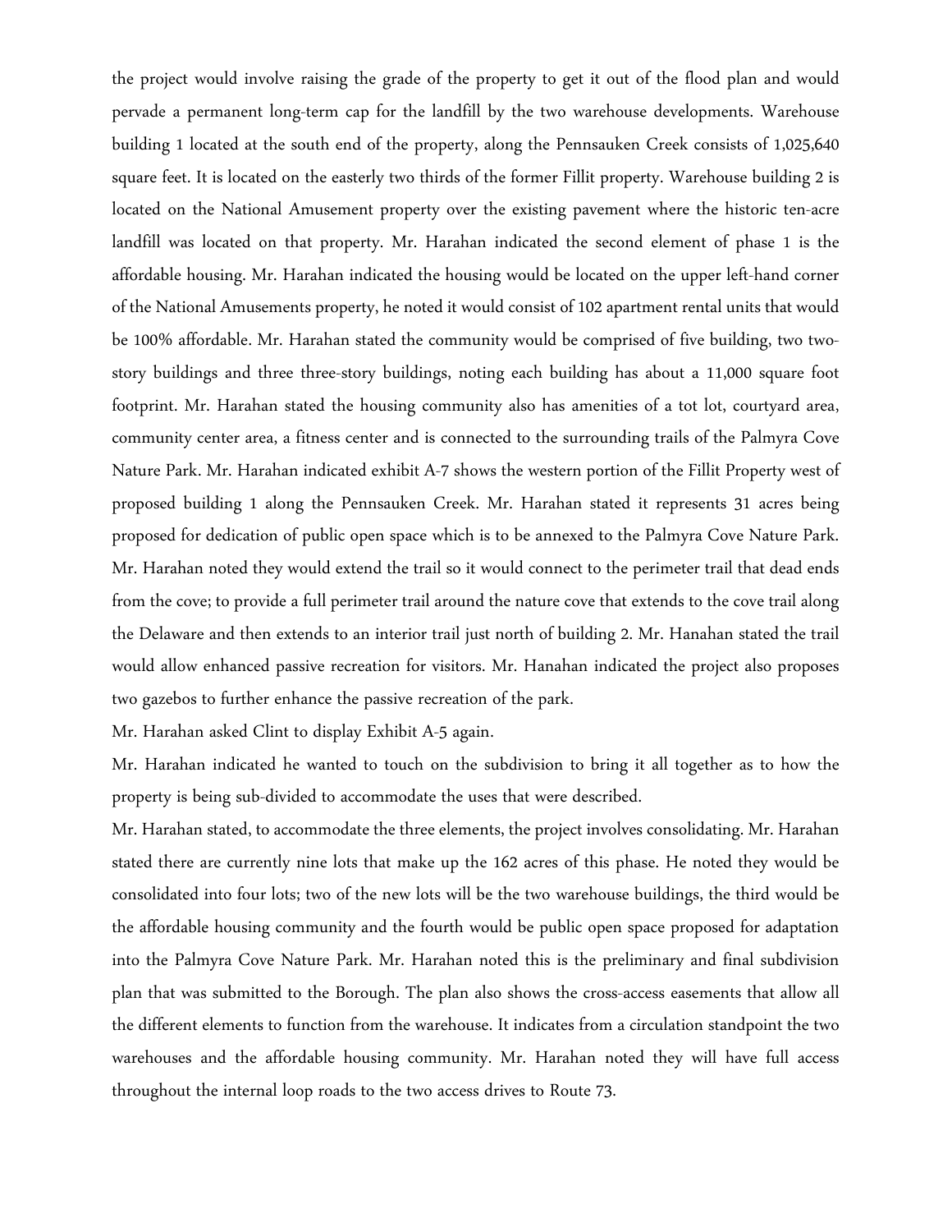the project would involve raising the grade of the property to get it out of the flood plan and would pervade a permanent long-term cap for the landfill by the two warehouse developments. Warehouse building 1 located at the south end of the property, along the Pennsauken Creek consists of 1,025,640 square feet. It is located on the easterly two thirds of the former Fillit property. Warehouse building 2 is located on the National Amusement property over the existing pavement where the historic ten-acre landfill was located on that property. Mr. Harahan indicated the second element of phase 1 is the affordable housing. Mr. Harahan indicated the housing would be located on the upper left-hand corner of the National Amusements property, he noted it would consist of 102 apartment rental units that would be 100% affordable. Mr. Harahan stated the community would be comprised of five building, two two-story buildings and three three-story buildings, noting each building has about a 11,000 square foot footprint. Mr. Harahan stated the housing community also has amenities of a tot lot, courtyard area, community center area, a fitness center and is connected to the surrounding trails of the Palmyra Cove Nature Park. Mr. Harahan indicated exhibit A-7 shows the western portion of the Fillit Property west of proposed building 1 along the Pennsauken Creek. Mr. Harahan stated it represents 31 acres being proposed for dedication of public open space which is to be annexed to the Palmyra Cove Nature Park. Mr. Harahan noted they would extend the trail so it would connect to the perimeter trail that dead ends from the cove; to provide a full perimeter trail around the nature cove that extends to the cove trail along the Delaware and then extends to an interior trail just north of building 2. Mr. Hanahan stated the trail would allow enhanced passive recreation for visitors. Mr. Hanahan indicated the project also proposes two gazebos to further enhance the passive recreation of the park.

Mr. Harahan asked Clint to display Exhibit A-5 again.

Mr. Harahan indicated he wanted to touch on the subdivision to bring it all together as to how the property is being sub-divided to accommodate the uses that were described.

Mr. Harahan stated, to accommodate the three elements, the project involves consolidating. Mr. Harahan stated there are currently nine lots that make up the 162 acres of this phase. He noted they would be consolidated into four lots; two of the new lots will be the two warehouse buildings, the third would be the affordable housing community and the fourth would be public open space proposed for adaptation into the Palmyra Cove Nature Park. Mr. Harahan noted this is the preliminary and final subdivision plan that was submitted to the Borough. The plan also shows the cross-access easements that allow all the different elements to function from the warehouse. It indicates from a circulation standpoint the two warehouses and the affordable housing community. Mr. Harahan noted they will have full access throughout the internal loop roads to the two access drives to Route 73.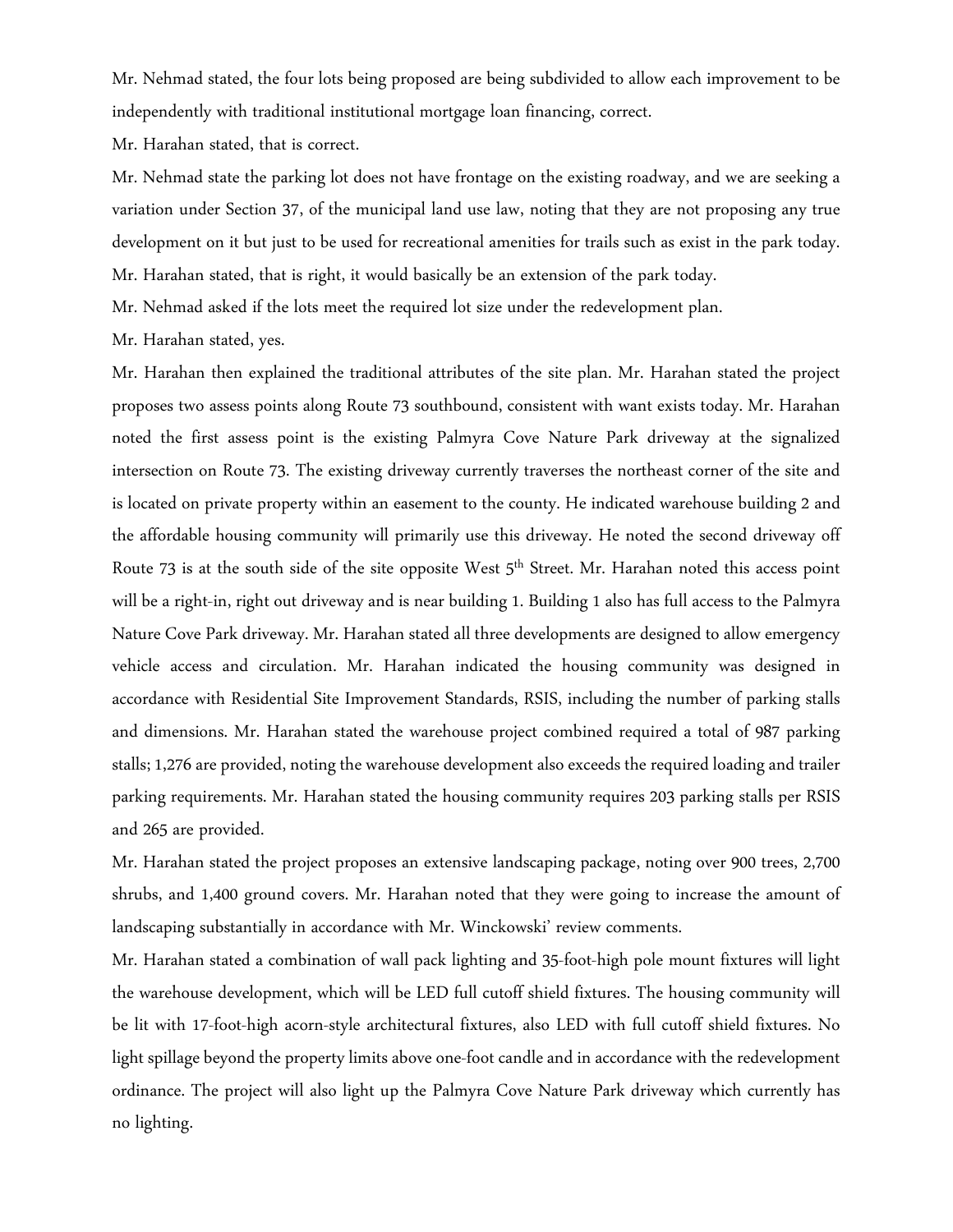Mr. Nehmad stated, the four lots being proposed are being subdivided to allow each improvement to be independently with traditional institutional mortgage loan financing, correct.

Mr. Harahan stated, that is correct.

Mr. Nehmad state the parking lot does not have frontage on the existing roadway, and we are seeking a variation under Section 37, of the municipal land use law, noting that they are not proposing any true development on it but just to be used for recreational amenities for trails such as exist in the park today.

Mr. Harahan stated, that is right, it would basically be an extension of the park today.

Mr. Nehmad asked if the lots meet the required lot size under the redevelopment plan.

Mr. Harahan stated, yes.

Mr. Harahan then explained the traditional attributes of the site plan. Mr. Harahan stated the project proposes two assess points along Route 73 southbound, consistent with want exists today. Mr. Harahan noted the first assess point is the existing Palmyra Cove Nature Park driveway at the signalized intersection on Route 73. The existing driveway currently traverses the northeast corner of the site and is located on private property within an easement to the county. He indicated warehouse building 2 and the affordable housing community will primarily use this driveway. He noted the second driveway off Route 73 is at the south side of the site opposite West 5th Street. Mr. Harahan noted this access point will be a right-in, right out driveway and is near building 1. Building 1 also has full access to the Palmyra Nature Cove Park driveway. Mr. Harahan stated all three developments are designed to allow emergency vehicle access and circulation. Mr. Harahan indicated the housing community was designed in accordance with Residential Site Improvement Standards, RSIS, including the number of parking stalls and dimensions. Mr. Harahan stated the warehouse project combined required a total of 987 parking stalls; 1,276 are provided, noting the warehouse development also exceeds the required loading and trailer parking requirements. Mr. Harahan stated the housing community requires 203 parking stalls per RSIS and 265 are provided.

Mr. Harahan stated the project proposes an extensive landscaping package, noting over 900 trees, 2,700 shrubs, and 1,400 ground covers. Mr. Harahan noted that they were going to increase the amount of landscaping substantially in accordance with Mr. Winckowski' review comments.

Mr. Harahan stated a combination of wall pack lighting and 35-foot-high pole mount fixtures will light the warehouse development, which will be LED full cutoff shield fixtures. The housing community will be lit with 17-foot-high acorn-style architectural fixtures, also LED with full cutoff shield fixtures. No light spillage beyond the property limits above one-foot candle and in accordance with the redevelopment ordinance. The project will also light up the Palmyra Cove Nature Park driveway which currently has no lighting.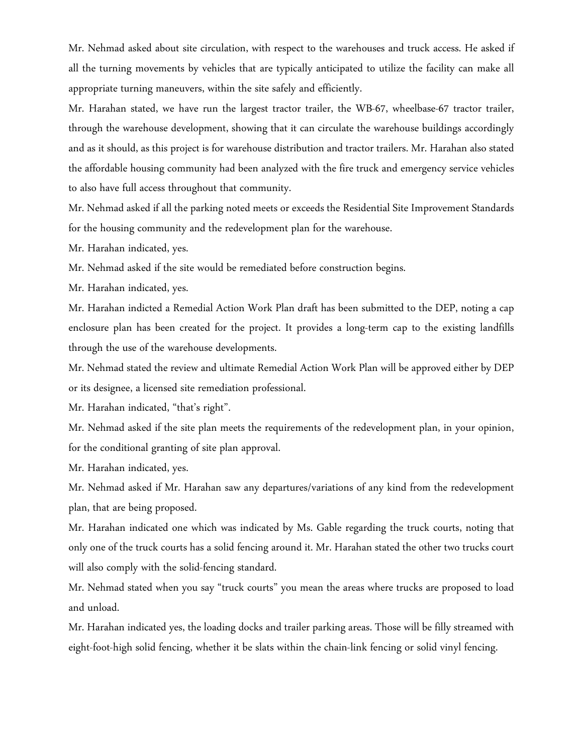Mr. Nehmad asked about site circulation, with respect to the warehouses and truck access. He asked if all the turning movements by vehicles that are typically anticipated to utilize the facility can make all appropriate turning maneuvers, within the site safely and efficiently.

Mr. Harahan stated, we have run the largest tractor trailer, the WB-67, wheelbase-67 tractor trailer, through the warehouse development, showing that it can circulate the warehouse buildings accordingly and as it should, as this project is for warehouse distribution and tractor trailers. Mr. Harahan also stated the affordable housing community had been analyzed with the fire truck and emergency service vehicles to also have full access throughout that community.

Mr. Nehmad asked if all the parking noted meets or exceeds the Residential Site Improvement Standards for the housing community and the redevelopment plan for the warehouse.

Mr. Harahan indicated, yes.

Mr. Nehmad asked if the site would be remediated before construction begins.

Mr. Harahan indicated, yes.

Mr. Harahan indicted a Remedial Action Work Plan draft has been submitted to the DEP, noting a cap enclosure plan has been created for the project. It provides a long-term cap to the existing landfills through the use of the warehouse developments.

Mr. Nehmad stated the review and ultimate Remedial Action Work Plan will be approved either by DEP or its designee, a licensed site remediation professional.

Mr. Harahan indicated, "that's right".

Mr. Nehmad asked if the site plan meets the requirements of the redevelopment plan, in your opinion, for the conditional granting of site plan approval.

Mr. Harahan indicated, yes.

Mr. Nehmad asked if Mr. Harahan saw any departures/variations of any kind from the redevelopment plan, that are being proposed.

Mr. Harahan indicated one which was indicated by Ms. Gable regarding the truck courts, noting that only one of the truck courts has a solid fencing around it. Mr. Harahan stated the other two trucks court will also comply with the solid-fencing standard.

Mr. Nehmad stated when you say "truck courts" you mean the areas where trucks are proposed to load and unload.

Mr. Harahan indicated yes, the loading docks and trailer parking areas. Those will be filly streamed with eight-foot-high solid fencing, whether it be slats within the chain-link fencing or solid vinyl fencing.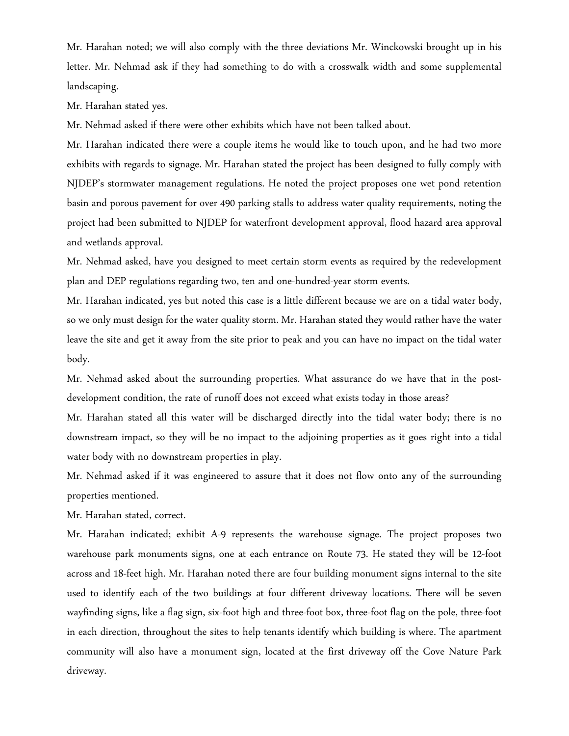Mr. Harahan noted; we will also comply with the three deviations Mr. Winckowski brought up in his letter. Mr. Nehmad ask if they had something to do with a crosswalk width and some supplemental landscaping.

Mr. Harahan stated yes.

Mr. Nehmad asked if there were other exhibits which have not been talked about.

Mr. Harahan indicated there were a couple items he would like to touch upon, and he had two more exhibits with regards to signage. Mr. Harahan stated the project has been designed to fully comply with NJDEP's stormwater management regulations. He noted the project proposes one wet pond retention basin and porous pavement for over 490 parking stalls to address water quality requirements, noting the project had been submitted to NJDEP for waterfront development approval, flood hazard area approval and wetlands approval.

Mr. Nehmad asked, have you designed to meet certain storm events as required by the redevelopment plan and DEP regulations regarding two, ten and one-hundred-year storm events.

Mr. Harahan indicated, yes but noted this case is a little different because we are on a tidal water body, so we only must design for the water quality storm. Mr. Harahan stated they would rather have the water leave the site and get it away from the site prior to peak and you can have no impact on the tidal water body.

Mr. Nehmad asked about the surrounding properties. What assurance do we have that in the post-development condition, the rate of runoff does not exceed what exists today in those areas?

Mr. Harahan stated all this water will be discharged directly into the tidal water body; there is no downstream impact, so they will be no impact to the adjoining properties as it goes right into a tidal water body with no downstream properties in play.

Mr. Nehmad asked if it was engineered to assure that it does not flow onto any of the surrounding properties mentioned.

Mr. Harahan stated, correct.

Mr. Harahan indicated; exhibit A-9 represents the warehouse signage. The project proposes two warehouse park monuments signs, one at each entrance on Route 73. He stated they will be 12-foot across and 18-feet high. Mr. Harahan noted there are four building monument signs internal to the site used to identify each of the two buildings at four different driveway locations. There will be seven wayfinding signs, like a flag sign, six-foot high and three-foot box, three-foot flag on the pole, three-foot in each direction, throughout the sites to help tenants identify which building is where. The apartment community will also have a monument sign, located at the first driveway off the Cove Nature Park driveway.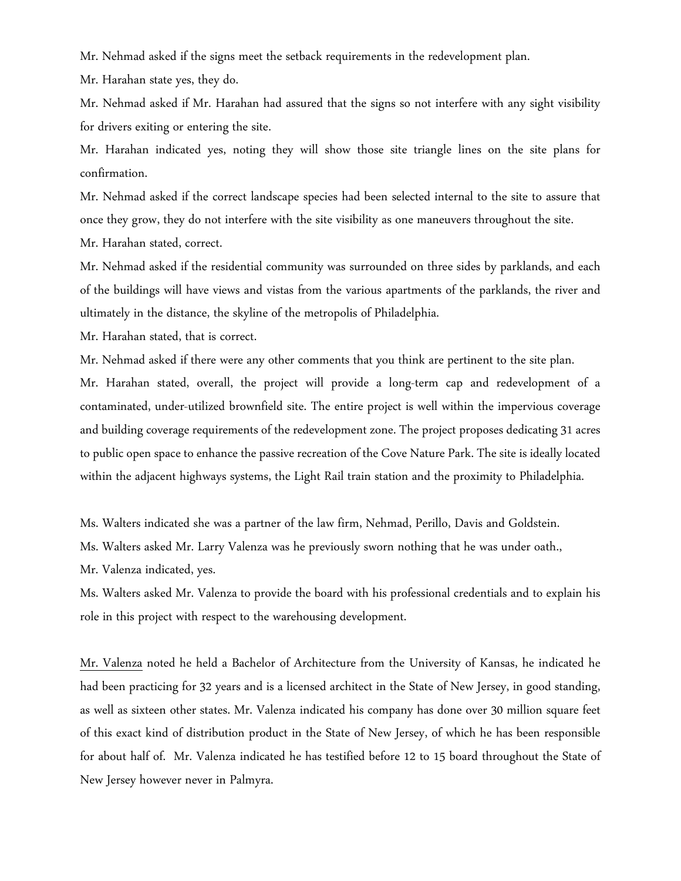Mr. Nehmad asked if the signs meet the setback requirements in the redevelopment plan.

Mr. Harahan state yes, they do.

Mr. Nehmad asked if Mr. Harahan had assured that the signs so not interfere with any sight visibility for drivers exiting or entering the site.

Mr. Harahan indicated yes, noting they will show those site triangle lines on the site plans for confirmation.

Mr. Nehmad asked if the correct landscape species had been selected internal to the site to assure that once they grow, they do not interfere with the site visibility as one maneuvers throughout the site.

Mr. Harahan stated, correct.

Mr. Nehmad asked if the residential community was surrounded on three sides by parklands, and each of the buildings will have views and vistas from the various apartments of the parklands, the river and ultimately in the distance, the skyline of the metropolis of Philadelphia.

Mr. Harahan stated, that is correct.

Mr. Nehmad asked if there were any other comments that you think are pertinent to the site plan.

Mr. Harahan stated, overall, the project will provide a long-term cap and redevelopment of a contaminated, under-utilized brownfield site. The entire project is well within the impervious coverage and building coverage requirements of the redevelopment zone. The project proposes dedicating 31 acres to public open space to enhance the passive recreation of the Cove Nature Park. The site is ideally located within the adjacent highways systems, the Light Rail train station and the proximity to Philadelphia.

Ms. Walters indicated she was a partner of the law firm, Nehmad, Perillo, Davis and Goldstein.

Ms. Walters asked Mr. Larry Valenza was he previously sworn nothing that he was under oath.,

Mr. Valenza indicated, yes.

Ms. Walters asked Mr. Valenza to provide the board with his professional credentials and to explain his role in this project with respect to the warehousing development.

Mr. Valenza noted he held a Bachelor of Architecture from the University of Kansas, he indicated he had been practicing for 32 years and is a licensed architect in the State of New Jersey, in good standing, as well as sixteen other states. Mr. Valenza indicated his company has done over 30 million square feet of this exact kind of distribution product in the State of New Jersey, of which he has been responsible for about half of. Mr. Valenza indicated he has testified before 12 to 15 board throughout the State of New Jersey however never in Palmyra.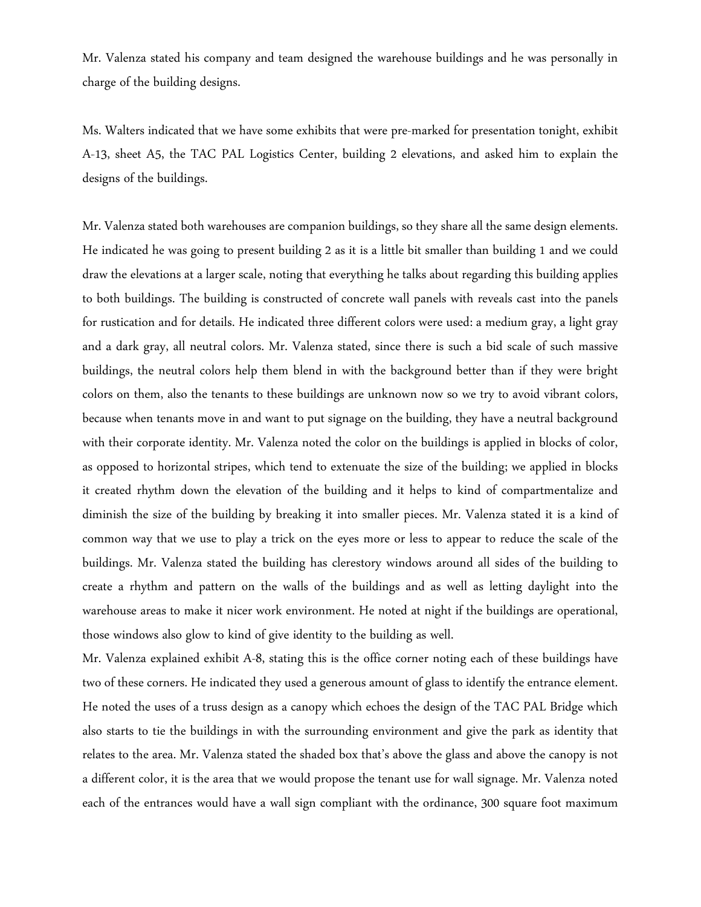Mr. Valenza stated his company and team designed the warehouse buildings and he was personally in charge of the building designs.

Ms. Walters indicated that we have some exhibits that were pre-marked for presentation tonight, exhibit A-13, sheet A5, the TAC PAL Logistics Center, building 2 elevations, and asked him to explain the designs of the buildings.

Mr. Valenza stated both warehouses are companion buildings, so they share all the same design elements. He indicated he was going to present building 2 as it is a little bit smaller than building 1 and we could draw the elevations at a larger scale, noting that everything he talks about regarding this building applies to both buildings. The building is constructed of concrete wall panels with reveals cast into the panels for rustication and for details. He indicated three different colors were used: a medium gray, a light gray and a dark gray, all neutral colors. Mr. Valenza stated, since there is such a bid scale of such massive buildings, the neutral colors help them blend in with the background better than if they were bright colors on them, also the tenants to these buildings are unknown now so we try to avoid vibrant colors, because when tenants move in and want to put signage on the building, they have a neutral background with their corporate identity. Mr. Valenza noted the color on the buildings is applied in blocks of color, as opposed to horizontal stripes, which tend to extenuate the size of the building; we applied in blocks it created rhythm down the elevation of the building and it helps to kind of compartmentalize and diminish the size of the building by breaking it into smaller pieces. Mr. Valenza stated it is a kind of common way that we use to play a trick on the eyes more or less to appear to reduce the scale of the buildings. Mr. Valenza stated the building has clerestory windows around all sides of the building to create a rhythm and pattern on the walls of the buildings and as well as letting daylight into the warehouse areas to make it nicer work environment. He noted at night if the buildings are operational, those windows also glow to kind of give identity to the building as well.

Mr. Valenza explained exhibit A-8, stating this is the office corner noting each of these buildings have two of these corners. He indicated they used a generous amount of glass to identify the entrance element. He noted the uses of a truss design as a canopy which echoes the design of the TAC PAL Bridge which also starts to tie the buildings in with the surrounding environment and give the park as identity that relates to the area. Mr. Valenza stated the shaded box that's above the glass and above the canopy is not a different color, it is the area that we would propose the tenant use for wall signage. Mr. Valenza noted each of the entrances would have a wall sign compliant with the ordinance, 300 square foot maximum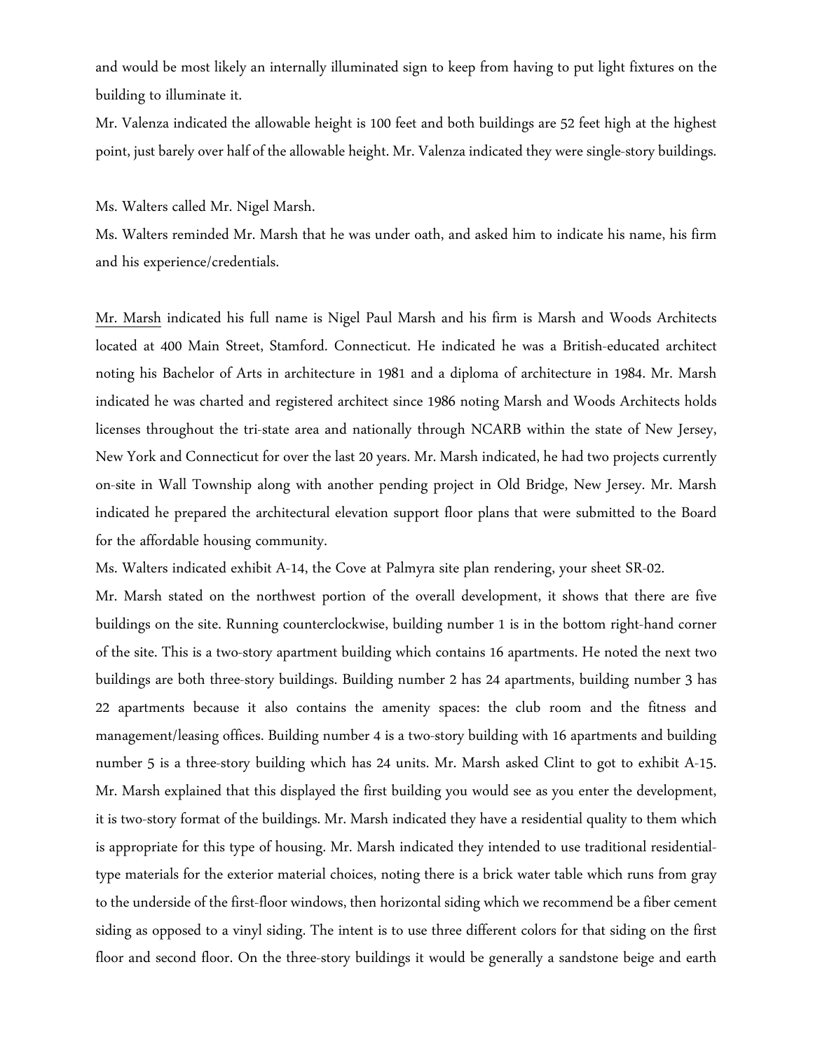and would be most likely an internally illuminated sign to keep from having to put light fixtures on the building to illuminate it.

Mr. Valenza indicated the allowable height is 100 feet and both buildings are 52 feet high at the highest point, just barely over half of the allowable height. Mr. Valenza indicated they were single-story buildings.

Ms. Walters called Mr. Nigel Marsh.

Ms. Walters reminded Mr. Marsh that he was under oath, and asked him to indicate his name, his firm and his experience/credentials.

<u>Mr. Marsh</u> indicated his full name is Nigel Paul Marsh and his firm is Marsh and Woods Architects located at 400 Main Street, Stamford. Connecticut. He indicated he was a British-educated architect noting his Bachelor of Arts in architecture in 1981 and a diploma of architecture in 1984. Mr. Marsh indicated he was charted and registered architect since 1986 noting Marsh and Woods Architects holds licenses throughout the tri-state area and nationally through NCARB within the state of New Jersey, New York and Connecticut for over the last 20 years. Mr. Marsh indicated, he had two projects currently on-site in Wall Township along with another pending project in Old Bridge, New Jersey. Mr. Marsh indicated he prepared the architectural elevation support floor plans that were submitted to the Board for the affordable housing community.

Ms. Walters indicated exhibit A-14, the Cove at Palmyra site plan rendering, your sheet SR-02.

Mr. Marsh stated on the northwest portion of the overall development, it shows that there are five buildings on the site. Running counterclockwise, building number 1 is in the bottom right-hand corner of the site. This is a two-story apartment building which contains 16 apartments. He noted the next two buildings are both three-story buildings. Building number 2 has 24 apartments, building number 3 has 22 apartments because it also contains the amenity spaces: the club room and the fitness and management/leasing offices. Building number 4 is a two-story building with 16 apartments and building number 5 is a three-story building which has 24 units. Mr. Marsh asked Clint to got to exhibit A-15. Mr. Marsh explained that this displayed the first building you would see as you enter the development, it is two-story format of the buildings. Mr. Marsh indicated they have a residential quality to them which is appropriate for this type of housing. Mr. Marsh indicated they intended to use traditional residential-type materials for the exterior material choices, noting there is a brick water table which runs from gray to the underside of the first-floor windows, then horizontal siding which we recommend be a fiber cement siding as opposed to a vinyl siding. The intent is to use three different colors for that siding on the first floor and second floor. On the three-story buildings it would be generally a sandstone beige and earth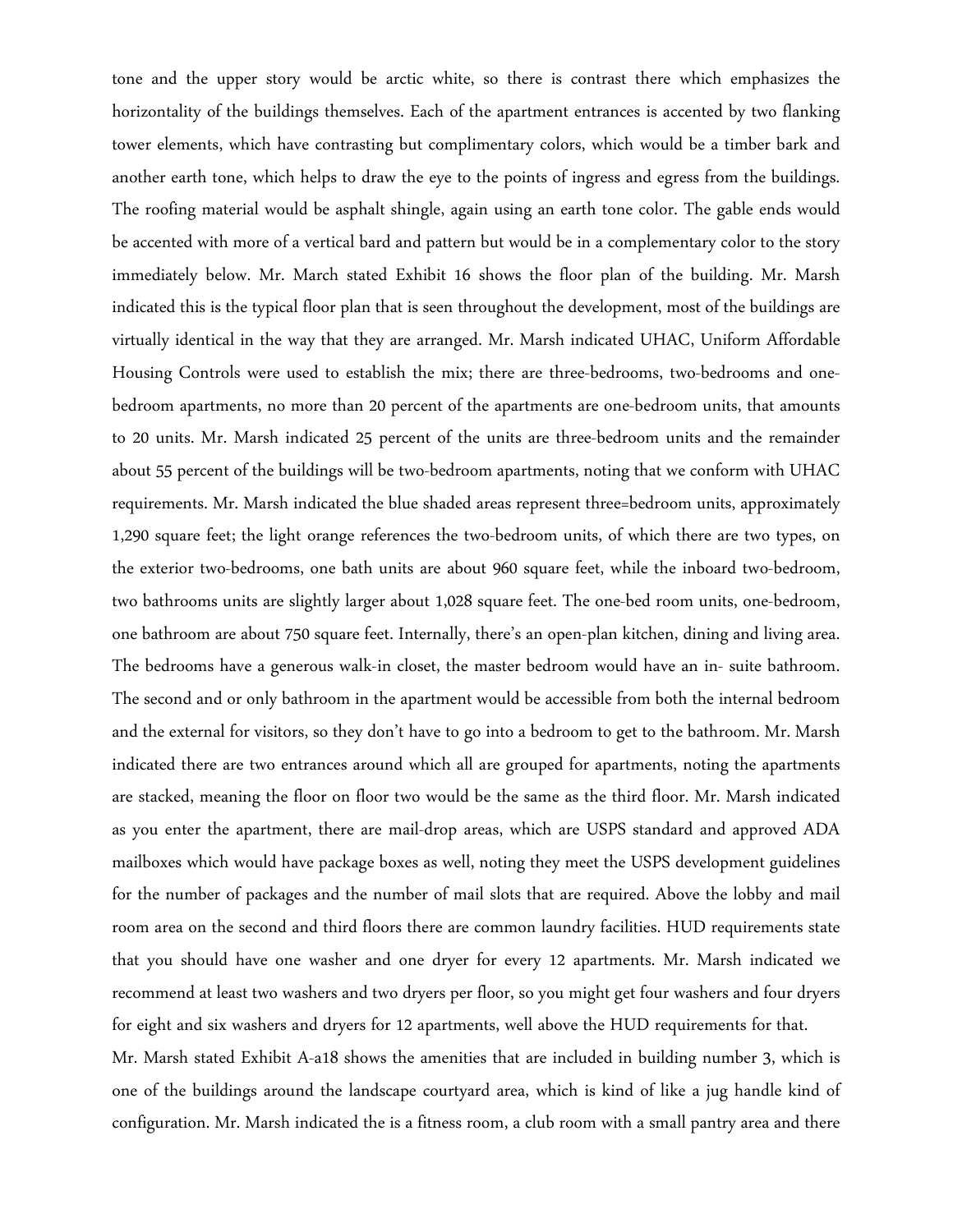tone and the upper story would be arctic white, so there is contrast there which emphasizes the horizontality of the buildings themselves. Each of the apartment entrances is accented by two flanking tower elements, which have contrasting but complimentary colors, which would be a timber bark and another earth tone, which helps to draw the eye to the points of ingress and egress from the buildings. The roofing material would be asphalt shingle, again using an earth tone color. The gable ends would be accented with more of a vertical bard and pattern but would be in a complementary color to the story immediately below. Mr. March stated Exhibit 16 shows the floor plan of the building. Mr. Marsh indicated this is the typical floor plan that is seen throughout the development, most of the buildings are virtually identical in the way that they are arranged. Mr. Marsh indicated UHAC, Uniform Affordable Housing Controls were used to establish the mix; there are three-bedrooms, two-bedrooms and one-bedroom apartments, no more than 20 percent of the apartments are one-bedroom units, that amounts to 20 units. Mr. Marsh indicated 25 percent of the units are three-bedroom units and the remainder about 55 percent of the buildings will be two-bedroom apartments, noting that we conform with UHAC requirements. Mr. Marsh indicated the blue shaded areas represent three=bedroom units, approximately 1,290 square feet; the light orange references the two-bedroom units, of which there are two types, on the exterior two-bedrooms, one bath units are about 960 square feet, while the inboard two-bedroom, two bathrooms units are slightly larger about 1,028 square feet. The one-bed room units, one-bedroom, one bathroom are about 750 square feet. Internally, there's an open-plan kitchen, dining and living area. The bedrooms have a generous walk-in closet, the master bedroom would have an in- suite bathroom. The second and or only bathroom in the apartment would be accessible from both the internal bedroom and the external for visitors, so they don't have to go into a bedroom to get to the bathroom. Mr. Marsh indicated there are two entrances around which all are grouped for apartments, noting the apartments are stacked, meaning the floor on floor two would be the same as the third floor. Mr. Marsh indicated as you enter the apartment, there are mail-drop areas, which are USPS standard and approved ADA mailboxes which would have package boxes as well, noting they meet the USPS development guidelines for the number of packages and the number of mail slots that are required. Above the lobby and mail room area on the second and third floors there are common laundry facilities. HUD requirements state that you should have one washer and one dryer for every 12 apartments. Mr. Marsh indicated we recommend at least two washers and two dryers per floor, so you might get four washers and four dryers for eight and six washers and dryers for 12 apartments, well above the HUD requirements for that.

Mr. Marsh stated Exhibit A-a18 shows the amenities that are included in building number 3, which is one of the buildings around the landscape courtyard area, which is kind of like a jug handle kind of configuration. Mr. Marsh indicated the is a fitness room, a club room with a small pantry area and there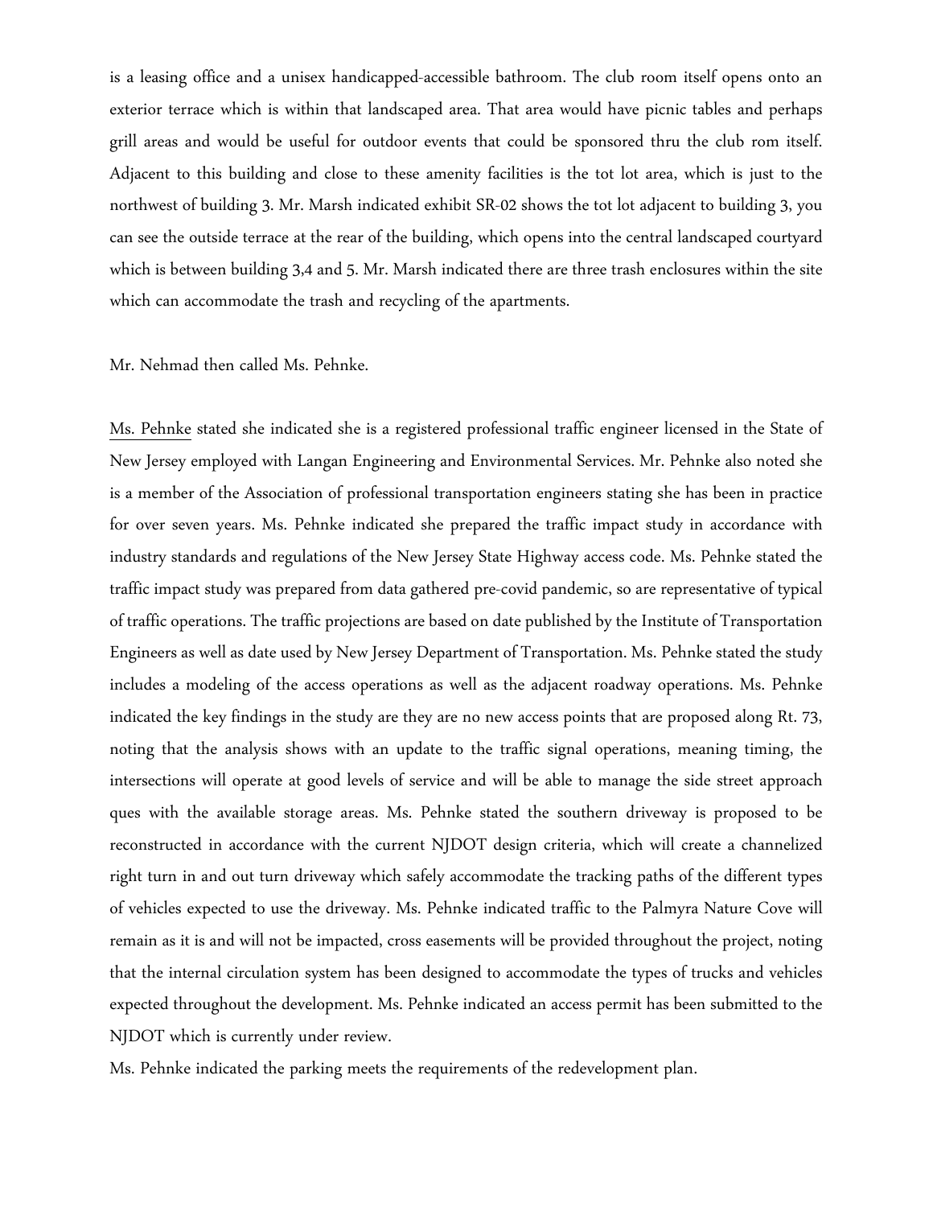is a leasing office and a unisex handicapped-accessible bathroom. The club room itself opens onto an exterior terrace which is within that landscaped area. That area would have picnic tables and perhaps grill areas and would be useful for outdoor events that could be sponsored thru the club rom itself. Adjacent to this building and close to these amenity facilities is the tot lot area, which is just to the northwest of building 3. Mr. Marsh indicated exhibit SR-02 shows the tot lot adjacent to building 3, you can see the outside terrace at the rear of the building, which opens into the central landscaped courtyard which is between building 3,4 and 5. Mr. Marsh indicated there are three trash enclosures within the site which can accommodate the trash and recycling of the apartments.

Mr. Nehmad then called Ms. Pehnke.

Ms. Pehnke stated she indicated she is a registered professional traffic engineer licensed in the State of New Jersey employed with Langan Engineering and Environmental Services. Mr. Pehnke also noted she is a member of the Association of professional transportation engineers stating she has been in practice for over seven years. Ms. Pehnke indicated she prepared the traffic impact study in accordance with industry standards and regulations of the New Jersey State Highway access code. Ms. Pehnke stated the traffic impact study was prepared from data gathered pre-covid pandemic, so are representative of typical of traffic operations. The traffic projections are based on date published by the Institute of Transportation Engineers as well as date used by New Jersey Department of Transportation. Ms. Pehnke stated the study includes a modeling of the access operations as well as the adjacent roadway operations. Ms. Pehnke indicated the key findings in the study are they are no new access points that are proposed along Rt. 73, noting that the analysis shows with an update to the traffic signal operations, meaning timing, the intersections will operate at good levels of service and will be able to manage the side street approach ques with the available storage areas. Ms. Pehnke stated the southern driveway is proposed to be reconstructed in accordance with the current NJDOT design criteria, which will create a channelized right turn in and out turn driveway which safely accommodate the tracking paths of the different types of vehicles expected to use the driveway. Ms. Pehnke indicated traffic to the Palmyra Nature Cove will remain as it is and will not be impacted, cross easements will be provided throughout the project, noting that the internal circulation system has been designed to accommodate the types of trucks and vehicles expected throughout the development. Ms. Pehnke indicated an access permit has been submitted to the NJDOT which is currently under review.

Ms. Pehnke indicated the parking meets the requirements of the redevelopment plan.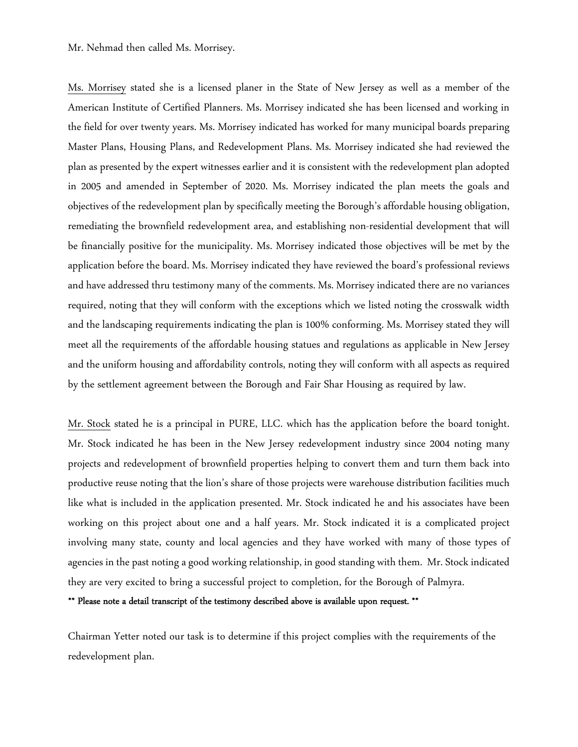Mr. Nehmad then called Ms. Morrisey.

Ms. Morrisey stated she is a licensed planer in the State of New Jersey as well as a member of the American Institute of Certified Planners. Ms. Morrisey indicated she has been licensed and working in the field for over twenty years. Ms. Morrisey indicated has worked for many municipal boards preparing Master Plans, Housing Plans, and Redevelopment Plans. Ms. Morrisey indicated she had reviewed the plan as presented by the expert witnesses earlier and it is consistent with the redevelopment plan adopted in 2005 and amended in September of 2020. Ms. Morrisey indicated the plan meets the goals and objectives of the redevelopment plan by specifically meeting the Borough's affordable housing obligation, remediating the brownfield redevelopment area, and establishing non-residential development that will be financially positive for the municipality. Ms. Morrisey indicated those objectives will be met by the application before the board. Ms. Morrisey indicated they have reviewed the board's professional reviews and have addressed thru testimony many of the comments. Ms. Morrisey indicated there are no variances required, noting that they will conform with the exceptions which we listed noting the crosswalk width and the landscaping requirements indicating the plan is 100% conforming. Ms. Morrisey stated they will meet all the requirements of the affordable housing statues and regulations as applicable in New Jersey and the uniform housing and affordability controls, noting they will conform with all aspects as required by the settlement agreement between the Borough and Fair Shar Housing as required by law.

Mr. Stock stated he is a principal in PURE, LLC. which has the application before the board tonight. Mr. Stock indicated he has been in the New Jersey redevelopment industry since 2004 noting many projects and redevelopment of brownfield properties helping to convert them and turn them back into productive reuse noting that the lion's share of those projects were warehouse distribution facilities much like what is included in the application presented. Mr. Stock indicated he and his associates have been working on this project about one and a half years. Mr. Stock indicated it is a complicated project involving many state, county and local agencies and they have worked with many of those types of agencies in the past noting a good working relationship, in good standing with them. Mr. Stock indicated they are very excited to bring a successful project to completion, for the Borough of Palmyra.

**\*\* Please note a detail transcript of the testimony described above is available upon request. \*\***

Chairman Yetter noted our task is to determine if this project complies with the requirements of the redevelopment plan.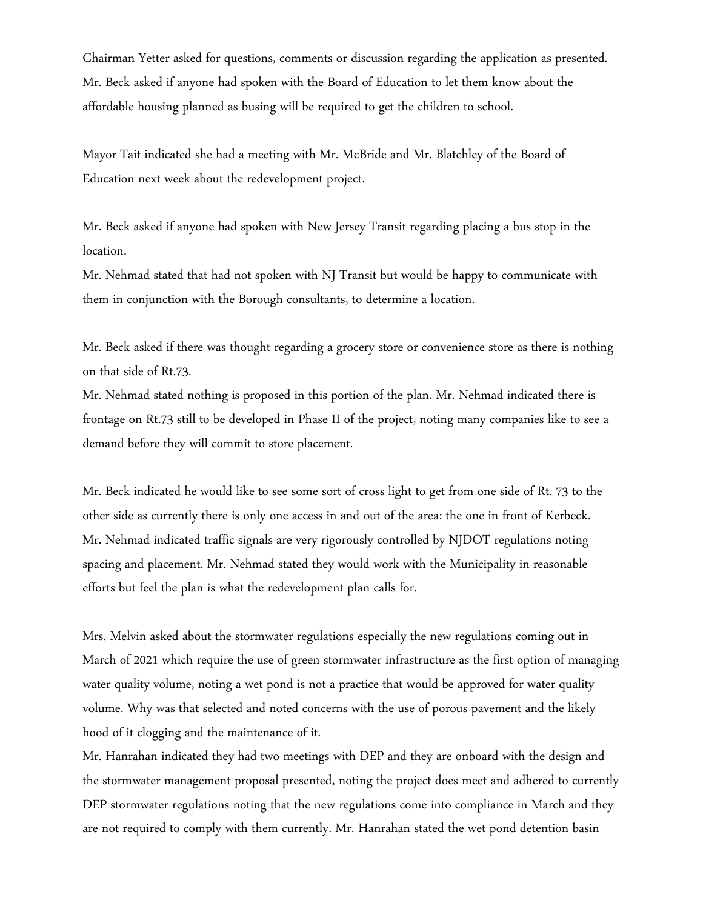Chairman Yetter asked for questions, comments or discussion regarding the application as presented. Mr. Beck asked if anyone had spoken with the Board of Education to let them know about the affordable housing planned as busing will be required to get the children to school.

Mayor Tait indicated she had a meeting with Mr. McBride and Mr. Blatchley of the Board of Education next week about the redevelopment project.

Mr. Beck asked if anyone had spoken with New Jersey Transit regarding placing a bus stop in the location.
Mr. Nehmad stated that had not spoken with NJ Transit but would be happy to communicate with them in conjunction with the Borough consultants, to determine a location.

Mr. Beck asked if there was thought regarding a grocery store or convenience store as there is nothing on that side of Rt.73.
Mr. Nehmad stated nothing is proposed in this portion of the plan. Mr. Nehmad indicated there is frontage on Rt.73 still to be developed in Phase II of the project, noting many companies like to see a demand before they will commit to store placement.

Mr. Beck indicated he would like to see some sort of cross light to get from one side of Rt. 73 to the other side as currently there is only one access in and out of the area: the one in front of Kerbeck.
Mr. Nehmad indicated traffic signals are very rigorously controlled by NJDOT regulations noting spacing and placement. Mr. Nehmad stated they would work with the Municipality in reasonable efforts but feel the plan is what the redevelopment plan calls for.

Mrs. Melvin asked about the stormwater regulations especially the new regulations coming out in March of 2021 which require the use of green stormwater infrastructure as the first option of managing water quality volume, noting a wet pond is not a practice that would be approved for water quality volume. Why was that selected and noted concerns with the use of porous pavement and the likely hood of it clogging and the maintenance of it.
Mr. Hanrahan indicated they had two meetings with DEP and they are onboard with the design and the stormwater management proposal presented, noting the project does meet and adhered to currently DEP stormwater regulations noting that the new regulations come into compliance in March and they are not required to comply with them currently. Mr. Hanrahan stated the wet pond detention basin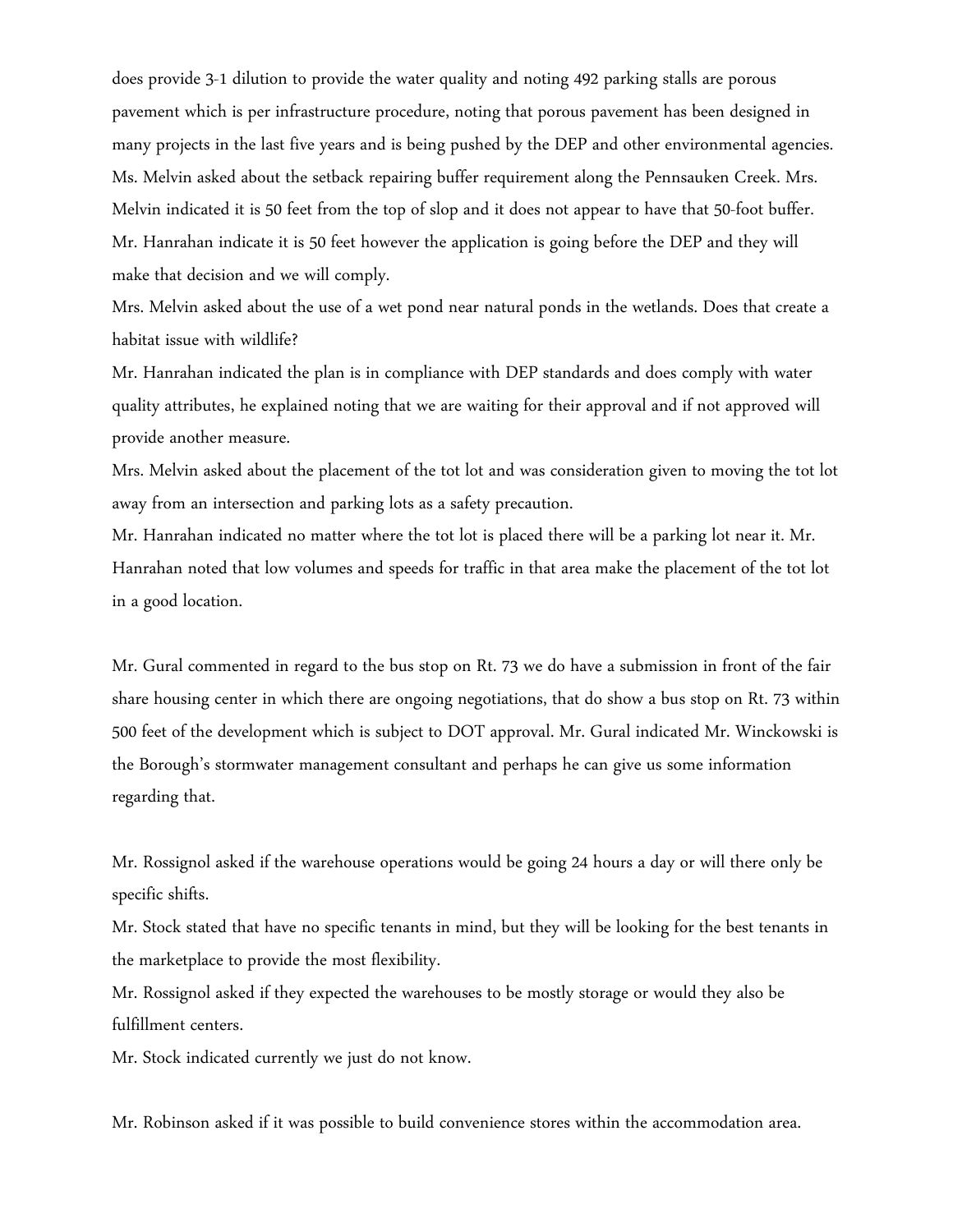does provide 3-1 dilution to provide the water quality and noting 492 parking stalls are porous pavement which is per infrastructure procedure, noting that porous pavement has been designed in many projects in the last five years and is being pushed by the DEP and other environmental agencies. Ms. Melvin asked about the setback repairing buffer requirement along the Pennsauken Creek. Mrs. Melvin indicated it is 50 feet from the top of slop and it does not appear to have that 50-foot buffer. Mr. Hanrahan indicate it is 50 feet however the application is going before the DEP and they will make that decision and we will comply.

Mrs. Melvin asked about the use of a wet pond near natural ponds in the wetlands. Does that create a habitat issue with wildlife?

Mr. Hanrahan indicated the plan is in compliance with DEP standards and does comply with water quality attributes, he explained noting that we are waiting for their approval and if not approved will provide another measure.

Mrs. Melvin asked about the placement of the tot lot and was consideration given to moving the tot lot away from an intersection and parking lots as a safety precaution.

Mr. Hanrahan indicated no matter where the tot lot is placed there will be a parking lot near it. Mr. Hanrahan noted that low volumes and speeds for traffic in that area make the placement of the tot lot in a good location.

Mr. Gural commented in regard to the bus stop on Rt. 73 we do have a submission in front of the fair share housing center in which there are ongoing negotiations, that do show a bus stop on Rt. 73 within 500 feet of the development which is subject to DOT approval. Mr. Gural indicated Mr. Winckowski is the Borough's stormwater management consultant and perhaps he can give us some information regarding that.

Mr. Rossignol asked if the warehouse operations would be going 24 hours a day or will there only be specific shifts.

Mr. Stock stated that have no specific tenants in mind, but they will be looking for the best tenants in the marketplace to provide the most flexibility.

Mr. Rossignol asked if they expected the warehouses to be mostly storage or would they also be fulfillment centers.

Mr. Stock indicated currently we just do not know.

Mr. Robinson asked if it was possible to build convenience stores within the accommodation area.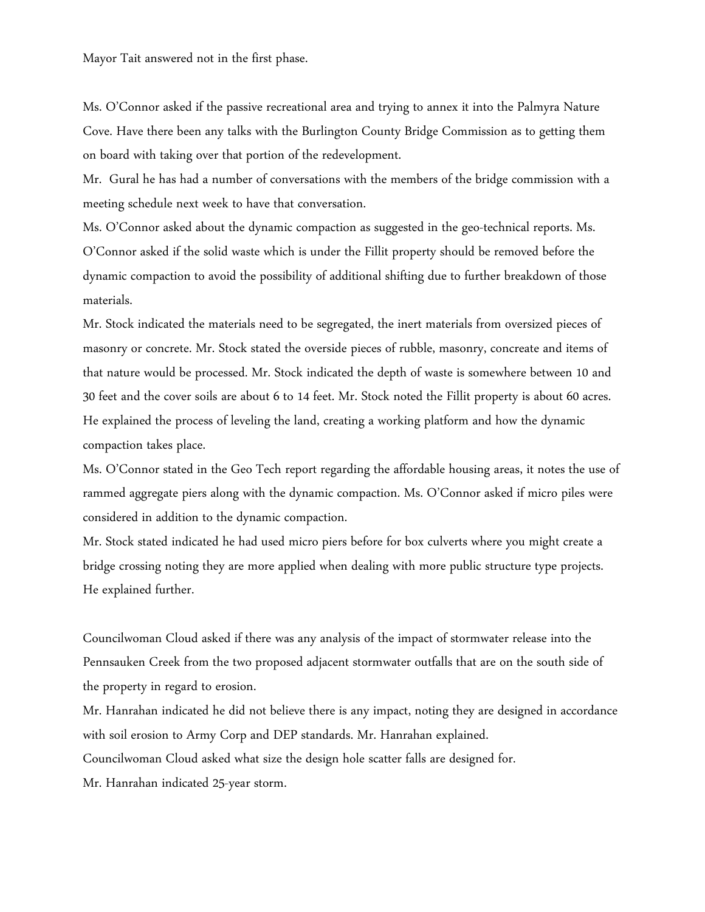Mayor Tait answered not in the first phase.

Ms. O'Connor asked if the passive recreational area and trying to annex it into the Palmyra Nature Cove. Have there been any talks with the Burlington County Bridge Commission as to getting them on board with taking over that portion of the redevelopment.

Mr. Gural he has had a number of conversations with the members of the bridge commission with a meeting schedule next week to have that conversation.

Ms. O'Connor asked about the dynamic compaction as suggested in the geo-technical reports. Ms. O'Connor asked if the solid waste which is under the Fillit property should be removed before the dynamic compaction to avoid the possibility of additional shifting due to further breakdown of those materials.

Mr. Stock indicated the materials need to be segregated, the inert materials from oversized pieces of masonry or concrete. Mr. Stock stated the overside pieces of rubble, masonry, concreate and items of that nature would be processed. Mr. Stock indicated the depth of waste is somewhere between 10 and 30 feet and the cover soils are about 6 to 14 feet. Mr. Stock noted the Fillit property is about 60 acres. He explained the process of leveling the land, creating a working platform and how the dynamic compaction takes place.

Ms. O'Connor stated in the Geo Tech report regarding the affordable housing areas, it notes the use of rammed aggregate piers along with the dynamic compaction. Ms. O'Connor asked if micro piles were considered in addition to the dynamic compaction.

Mr. Stock stated indicated he had used micro piers before for box culverts where you might create a bridge crossing noting they are more applied when dealing with more public structure type projects. He explained further.

Councilwoman Cloud asked if there was any analysis of the impact of stormwater release into the Pennsauken Creek from the two proposed adjacent stormwater outfalls that are on the south side of the property in regard to erosion.

Mr. Hanrahan indicated he did not believe there is any impact, noting they are designed in accordance with soil erosion to Army Corp and DEP standards. Mr. Hanrahan explained.

Councilwoman Cloud asked what size the design hole scatter falls are designed for.

Mr. Hanrahan indicated 25-year storm.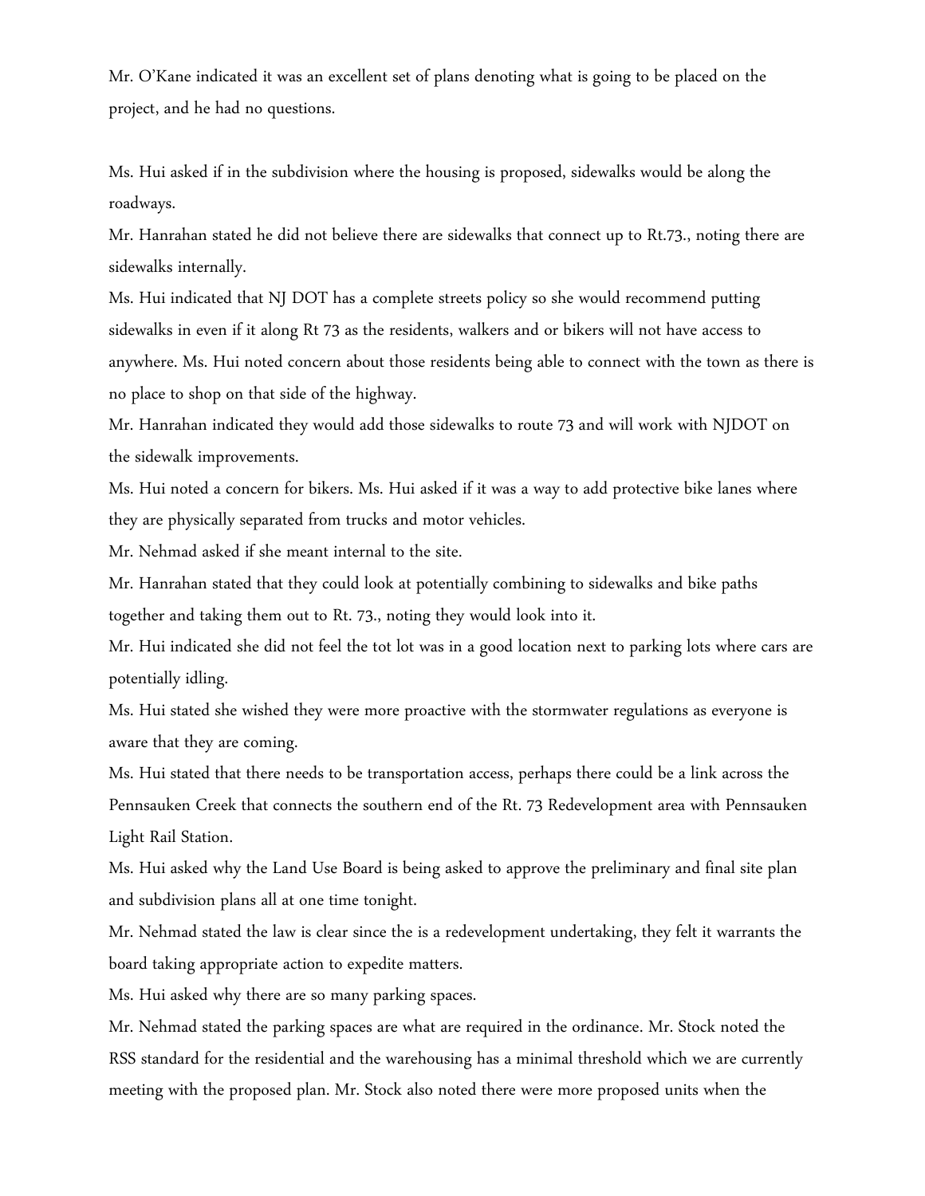Mr. O'Kane indicated it was an excellent set of plans denoting what is going to be placed on the project, and he had no questions.

Ms. Hui asked if in the subdivision where the housing is proposed, sidewalks would be along the roadways.

Mr. Hanrahan stated he did not believe there are sidewalks that connect up to Rt.73., noting there are sidewalks internally.

Ms. Hui indicated that NJ DOT has a complete streets policy so she would recommend putting sidewalks in even if it along Rt 73 as the residents, walkers and or bikers will not have access to anywhere. Ms. Hui noted concern about those residents being able to connect with the town as there is no place to shop on that side of the highway.

Mr. Hanrahan indicated they would add those sidewalks to route 73 and will work with NJDOT on the sidewalk improvements.

Ms. Hui noted a concern for bikers. Ms. Hui asked if it was a way to add protective bike lanes where they are physically separated from trucks and motor vehicles.

Mr. Nehmad asked if she meant internal to the site.

Mr. Hanrahan stated that they could look at potentially combining to sidewalks and bike paths together and taking them out to Rt. 73., noting they would look into it.

Mr. Hui indicated she did not feel the tot lot was in a good location next to parking lots where cars are potentially idling.

Ms. Hui stated she wished they were more proactive with the stormwater regulations as everyone is aware that they are coming.

Ms. Hui stated that there needs to be transportation access, perhaps there could be a link across the Pennsauken Creek that connects the southern end of the Rt. 73 Redevelopment area with Pennsauken Light Rail Station.

Ms. Hui asked why the Land Use Board is being asked to approve the preliminary and final site plan and subdivision plans all at one time tonight.

Mr. Nehmad stated the law is clear since the is a redevelopment undertaking, they felt it warrants the board taking appropriate action to expedite matters.

Ms. Hui asked why there are so many parking spaces.

Mr. Nehmad stated the parking spaces are what are required in the ordinance. Mr. Stock noted the RSS standard for the residential and the warehousing has a minimal threshold which we are currently meeting with the proposed plan. Mr. Stock also noted there were more proposed units when the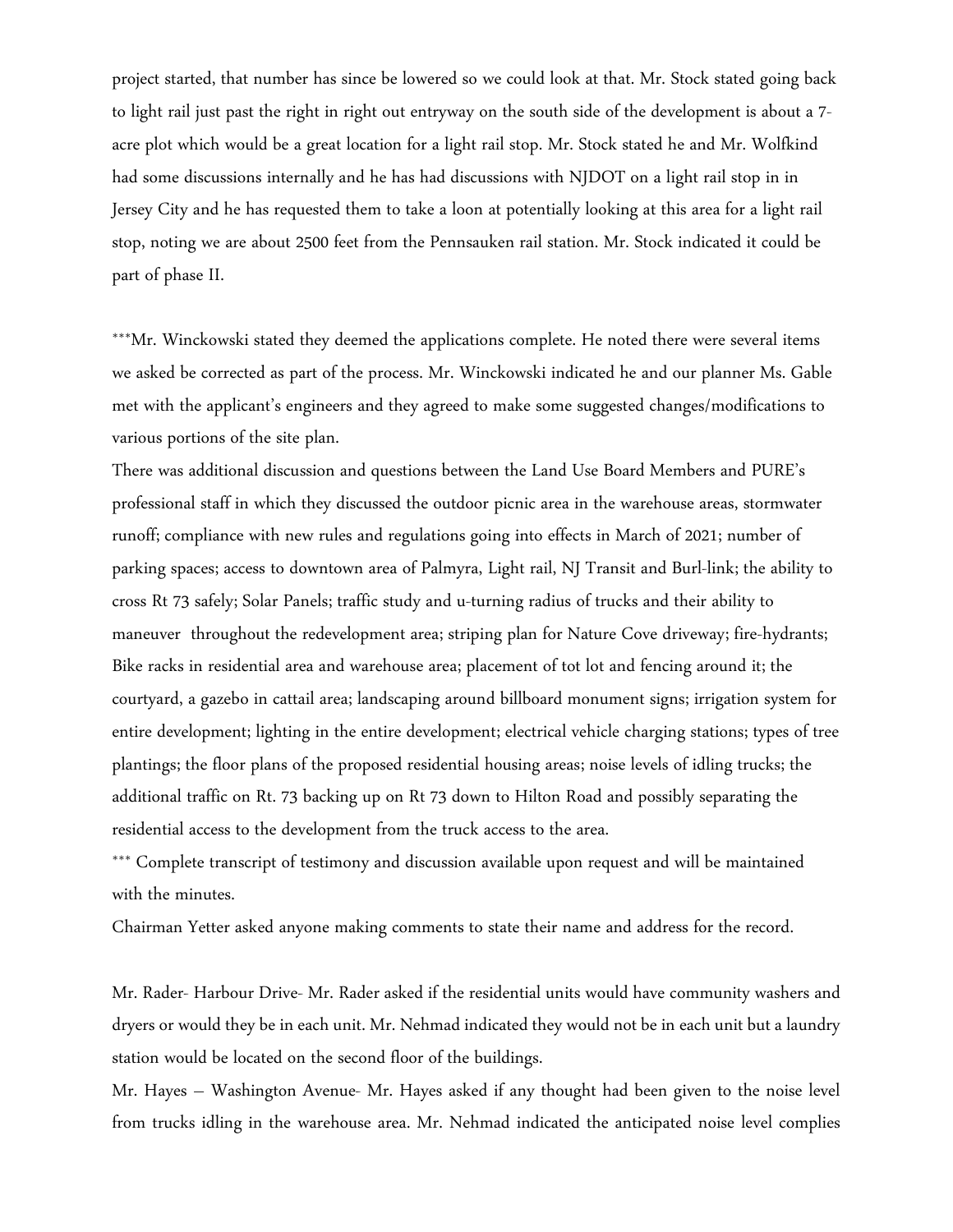project started, that number has since be lowered so we could look at that. Mr. Stock stated going back to light rail just past the right in right out entryway on the south side of the development is about a 7-acre plot which would be a great location for a light rail stop. Mr. Stock stated he and Mr. Wolfkind had some discussions internally and he has had discussions with NJDOT on a light rail stop in in Jersey City and he has requested them to take a loon at potentially looking at this area for a light rail stop, noting we are about 2500 feet from the Pennsauken rail station. Mr. Stock indicated it could be part of phase II.

***Mr. Winckowski stated they deemed the applications complete. He noted there were several items we asked be corrected as part of the process. Mr. Winckowski indicated he and our planner Ms. Gable met with the applicant's engineers and they agreed to make some suggested changes/modifications to various portions of the site plan.

There was additional discussion and questions between the Land Use Board Members and PURE's professional staff in which they discussed the outdoor picnic area in the warehouse areas, stormwater runoff; compliance with new rules and regulations going into effects in March of 2021; number of parking spaces; access to downtown area of Palmyra, Light rail, NJ Transit and Burl-link; the ability to cross Rt 73 safely; Solar Panels; traffic study and u-turning radius of trucks and their ability to maneuver throughout the redevelopment area; striping plan for Nature Cove driveway; fire-hydrants; Bike racks in residential area and warehouse area; placement of tot lot and fencing around it; the courtyard, a gazebo in cattail area; landscaping around billboard monument signs; irrigation system for entire development; lighting in the entire development; electrical vehicle charging stations; types of tree plantings; the floor plans of the proposed residential housing areas; noise levels of idling trucks; the additional traffic on Rt. 73 backing up on Rt 73 down to Hilton Road and possibly separating the residential access to the development from the truck access to the area.

*** Complete transcript of testimony and discussion available upon request and will be maintained with the minutes.

Chairman Yetter asked anyone making comments to state their name and address for the record.

Mr. Rader- Harbour Drive- Mr. Rader asked if the residential units would have community washers and dryers or would they be in each unit. Mr. Nehmad indicated they would not be in each unit but a laundry station would be located on the second floor of the buildings.

Mr. Hayes – Washington Avenue- Mr. Hayes asked if any thought had been given to the noise level from trucks idling in the warehouse area. Mr. Nehmad indicated the anticipated noise level complies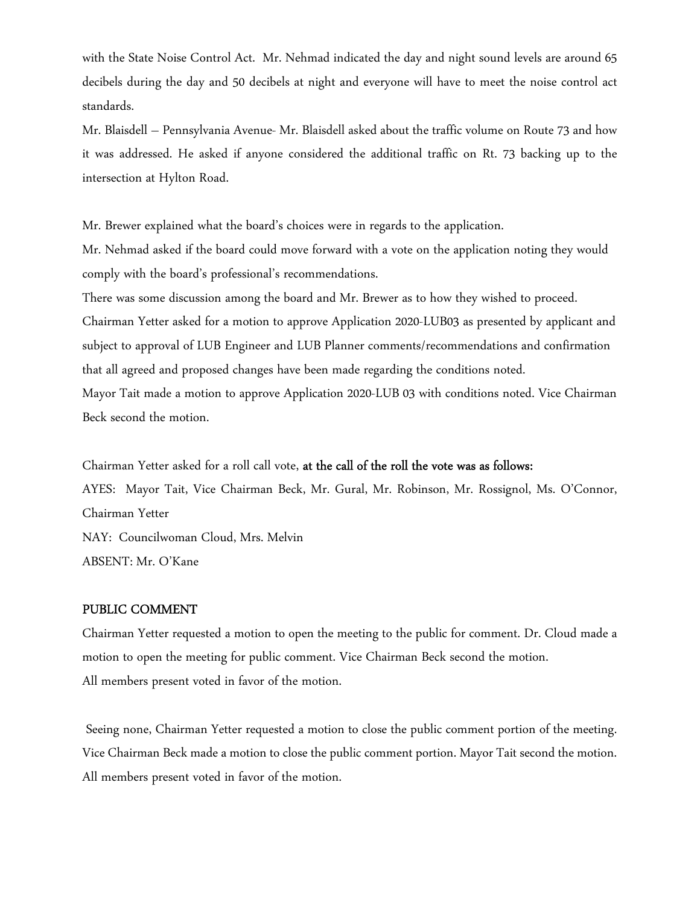with the State Noise Control Act. Mr. Nehmad indicated the day and night sound levels are around 65 decibels during the day and 50 decibels at night and everyone will have to meet the noise control act standards.

Mr. Blaisdell – Pennsylvania Avenue- Mr. Blaisdell asked about the traffic volume on Route 73 and how it was addressed. He asked if anyone considered the additional traffic on Rt. 73 backing up to the intersection at Hylton Road.

Mr. Brewer explained what the board's choices were in regards to the application.

Mr. Nehmad asked if the board could move forward with a vote on the application noting they would comply with the board's professional's recommendations.

There was some discussion among the board and Mr. Brewer as to how they wished to proceed.

Chairman Yetter asked for a motion to approve Application 2020-LUB03 as presented by applicant and subject to approval of LUB Engineer and LUB Planner comments/recommendations and confirmation that all agreed and proposed changes have been made regarding the conditions noted.

Mayor Tait made a motion to approve Application 2020-LUB 03 with conditions noted. Vice Chairman Beck second the motion.

Chairman Yetter asked for a roll call vote, **at the call of the roll the vote was as follows:**

AYES: Mayor Tait, Vice Chairman Beck, Mr. Gural, Mr. Robinson, Mr. Rossignol, Ms. O'Connor, Chairman Yetter

NAY: Councilwoman Cloud, Mrs. Melvin

ABSENT: Mr. O'Kane

## PUBLIC COMMENT

Chairman Yetter requested a motion to open the meeting to the public for comment. Dr. Cloud made a motion to open the meeting for public comment. Vice Chairman Beck second the motion.
All members present voted in favor of the motion.

Seeing none, Chairman Yetter requested a motion to close the public comment portion of the meeting. Vice Chairman Beck made a motion to close the public comment portion. Mayor Tait second the motion.
All members present voted in favor of the motion.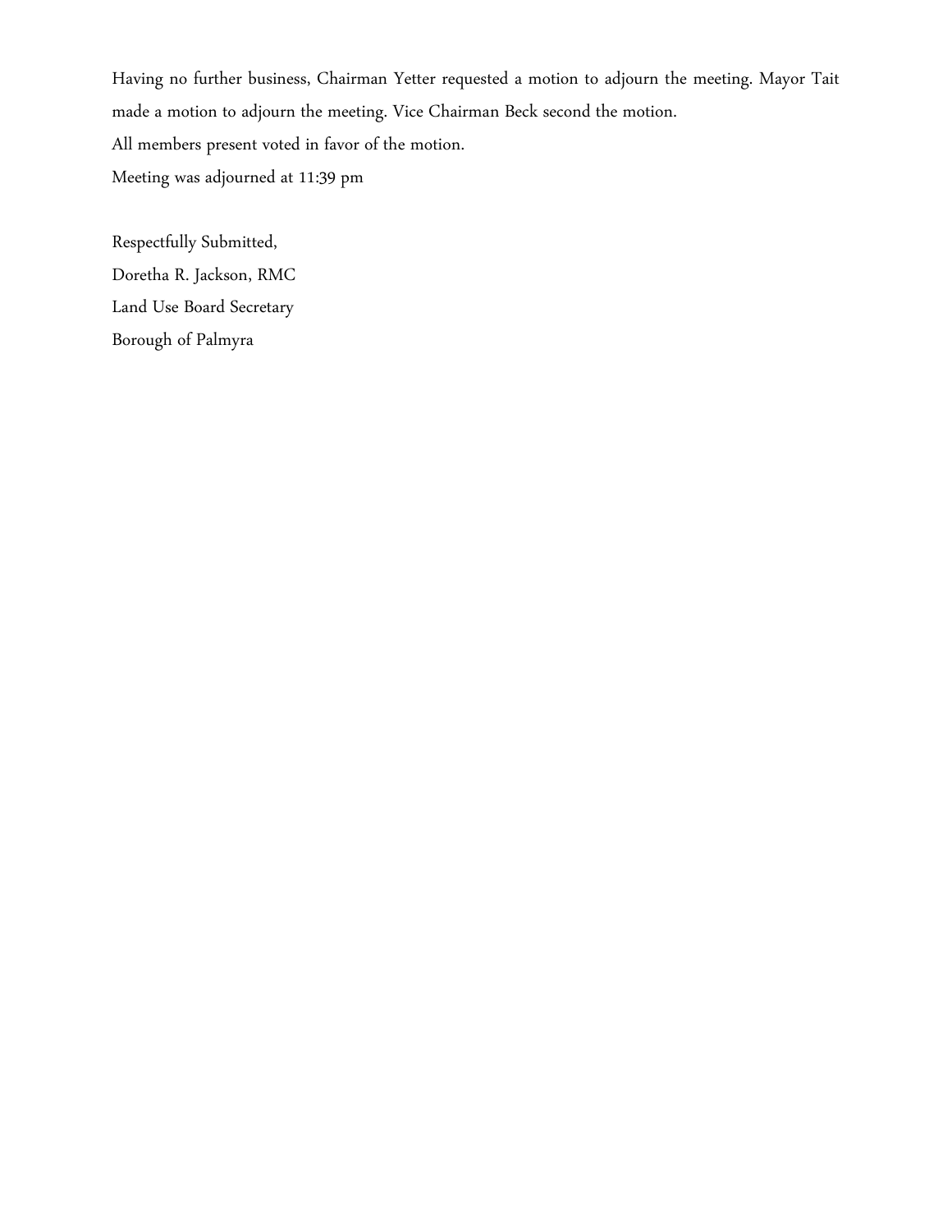Having no further business, Chairman Yetter requested a motion to adjourn the meeting. Mayor Tait made a motion to adjourn the meeting. Vice Chairman Beck second the motion.

All members present voted in favor of the motion.

Meeting was adjourned at 11:39 pm

Respectfully Submitted,

Doretha R. Jackson, RMC

Land Use Board Secretary

Borough of Palmyra